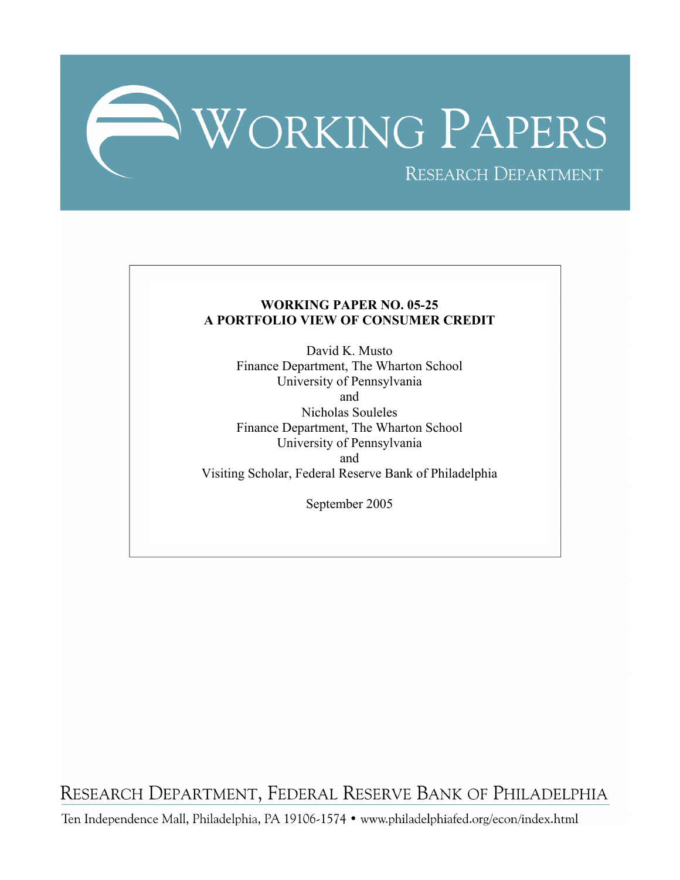# WORKING PAPERS

RESEARCH DEPARTMENT

**WORKING PAPER NO. 05-25**
**A PORTFOLIO VIEW OF CONSUMER CREDIT**

David K. Musto
Finance Department, The Wharton School
University of Pennsylvania
and
Nicholas Souleles
Finance Department, The Wharton School
University of Pennsylvania
and
Visiting Scholar, Federal Reserve Bank of Philadelphia

September 2005

RESEARCH DEPARTMENT, FEDERAL RESERVE BANK OF PHILADELPHIA

Ten Independence Mall, Philadelphia, PA 19106-1574 • www.philadelphiafed.org/econ/index.html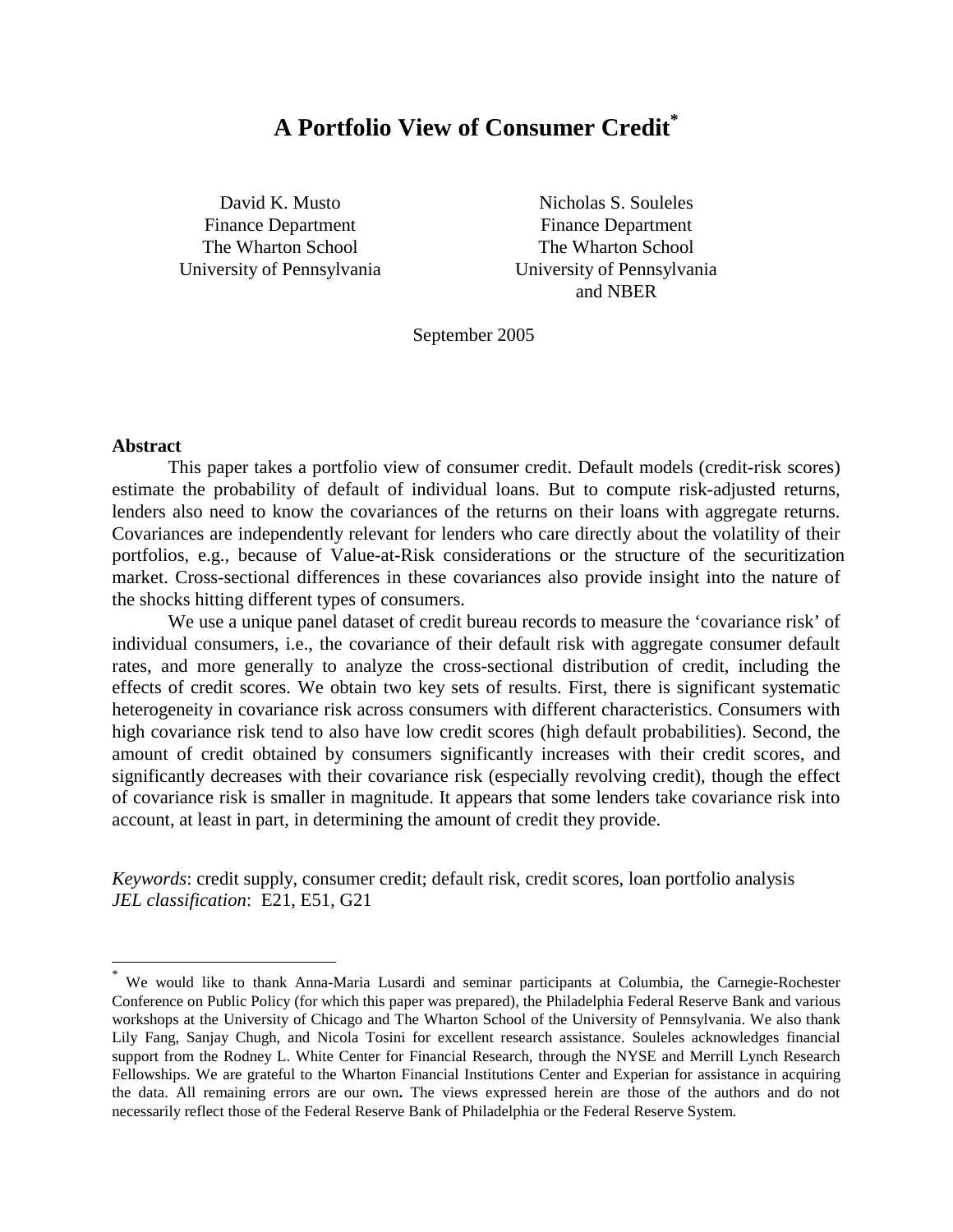# A Portfolio View of Consumer Credit[*]

David K. Musto
Finance Department
The Wharton School
University of Pennsylvania

Nicholas S. Souleles
Finance Department
The Wharton School
University of Pennsylvania
and NBER

September 2005

**Abstract**

This paper takes a portfolio view of consumer credit. Default models (credit-risk scores) estimate the probability of default of individual loans. But to compute risk-adjusted returns, lenders also need to know the covariances of the returns on their loans with aggregate returns. Covariances are independently relevant for lenders who care directly about the volatility of their portfolios, e.g., because of Value-at-Risk considerations or the structure of the securitization market. Cross-sectional differences in these covariances also provide insight into the nature of the shocks hitting different types of consumers.

We use a unique panel dataset of credit bureau records to measure the 'covariance risk' of individual consumers, i.e., the covariance of their default risk with aggregate consumer default rates, and more generally to analyze the cross-sectional distribution of credit, including the effects of credit scores. We obtain two key sets of results. First, there is significant systematic heterogeneity in covariance risk across consumers with different characteristics. Consumers with high covariance risk tend to also have low credit scores (high default probabilities). Second, the amount of credit obtained by consumers significantly increases with their credit scores, and significantly decreases with their covariance risk (especially revolving credit), though the effect of covariance risk is smaller in magnitude. It appears that some lenders take covariance risk into account, at least in part, in determining the amount of credit they provide.

*Keywords*: credit supply, consumer credit; default risk, credit scores, loan portfolio analysis
*JEL classification*: E21, E51, G21

[*] We would like to thank Anna-Maria Lusardi and seminar participants at Columbia, the Carnegie-Rochester Conference on Public Policy (for which this paper was prepared), the Philadelphia Federal Reserve Bank and various workshops at the University of Chicago and The Wharton School of the University of Pennsylvania. We also thank Lily Fang, Sanjay Chugh, and Nicola Tosini for excellent research assistance. Souleles acknowledges financial support from the Rodney L. White Center for Financial Research, through the NYSE and Merrill Lynch Research Fellowships. We are grateful to the Wharton Financial Institutions Center and Experian for assistance in acquiring the data. All remaining errors are our own**.** The views expressed herein are those of the authors and do not necessarily reflect those of the Federal Reserve Bank of Philadelphia or the Federal Reserve System.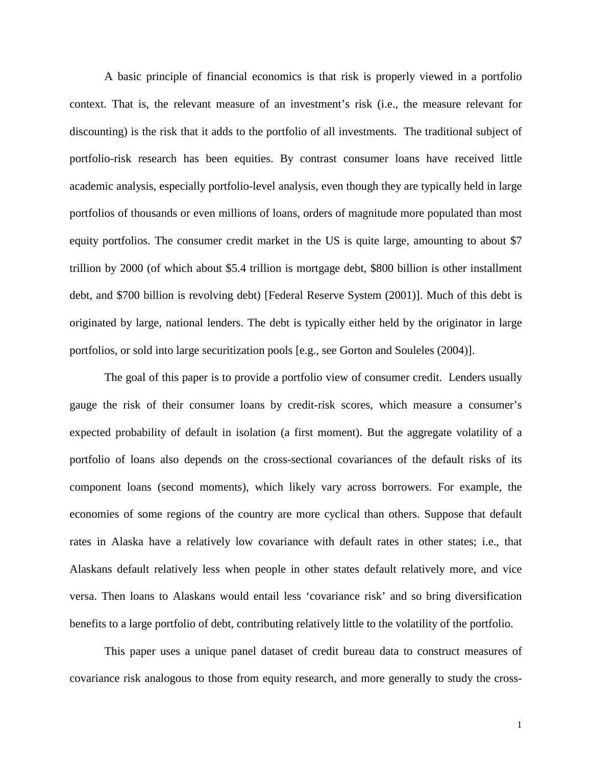A basic principle of financial economics is that risk is properly viewed in a portfolio context. That is, the relevant measure of an investment's risk (i.e., the measure relevant for discounting) is the risk that it adds to the portfolio of all investments. The traditional subject of portfolio-risk research has been equities. By contrast consumer loans have received little academic analysis, especially portfolio-level analysis, even though they are typically held in large portfolios of thousands or even millions of loans, orders of magnitude more populated than most equity portfolios. The consumer credit market in the US is quite large, amounting to about $7 trillion by 2000 (of which about $5.4 trillion is mortgage debt, $800 billion is other installment debt, and $700 billion is revolving debt) [Federal Reserve System (2001)]. Much of this debt is originated by large, national lenders. The debt is typically either held by the originator in large portfolios, or sold into large securitization pools [e.g., see Gorton and Souleles (2004)].

The goal of this paper is to provide a portfolio view of consumer credit. Lenders usually gauge the risk of their consumer loans by credit-risk scores, which measure a consumer's expected probability of default in isolation (a first moment). But the aggregate volatility of a portfolio of loans also depends on the cross-sectional covariances of the default risks of its component loans (second moments), which likely vary across borrowers. For example, the economies of some regions of the country are more cyclical than others. Suppose that default rates in Alaska have a relatively low covariance with default rates in other states; i.e., that Alaskans default relatively less when people in other states default relatively more, and vice versa. Then loans to Alaskans would entail less 'covariance risk' and so bring diversification benefits to a large portfolio of debt, contributing relatively little to the volatility of the portfolio.

This paper uses a unique panel dataset of credit bureau data to construct measures of covariance risk analogous to those from equity research, and more generally to study the cross-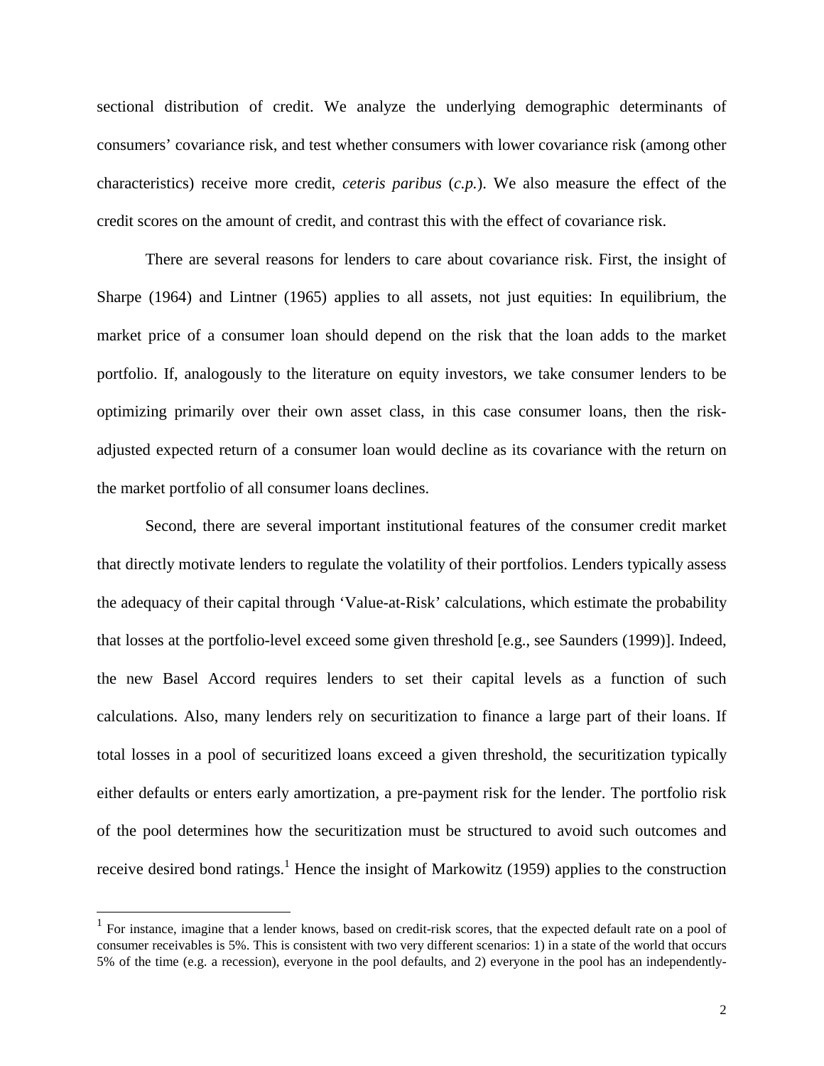sectional distribution of credit. We analyze the underlying demographic determinants of consumers' covariance risk, and test whether consumers with lower covariance risk (among other characteristics) receive more credit, *ceteris paribus* (*c.p.*). We also measure the effect of the credit scores on the amount of credit, and contrast this with the effect of covariance risk.

There are several reasons for lenders to care about covariance risk. First, the insight of Sharpe (1964) and Lintner (1965) applies to all assets, not just equities: In equilibrium, the market price of a consumer loan should depend on the risk that the loan adds to the market portfolio. If, analogously to the literature on equity investors, we take consumer lenders to be optimizing primarily over their own asset class, in this case consumer loans, then the risk-adjusted expected return of a consumer loan would decline as its covariance with the return on the market portfolio of all consumer loans declines.

Second, there are several important institutional features of the consumer credit market that directly motivate lenders to regulate the volatility of their portfolios. Lenders typically assess the adequacy of their capital through 'Value-at-Risk' calculations, which estimate the probability that losses at the portfolio-level exceed some given threshold [e.g., see Saunders (1999)]. Indeed, the new Basel Accord requires lenders to set their capital levels as a function of such calculations. Also, many lenders rely on securitization to finance a large part of their loans. If total losses in a pool of securitized loans exceed a given threshold, the securitization typically either defaults or enters early amortization, a pre-payment risk for the lender. The portfolio risk of the pool determines how the securitization must be structured to avoid such outcomes and receive desired bond ratings.[1] Hence the insight of Markowitz (1959) applies to the construction

[1] For instance, imagine that a lender knows, based on credit-risk scores, that the expected default rate on a pool of consumer receivables is 5%. This is consistent with two very different scenarios: 1) in a state of the world that occurs 5% of the time (e.g. a recession), everyone in the pool defaults, and 2) everyone in the pool has an independently-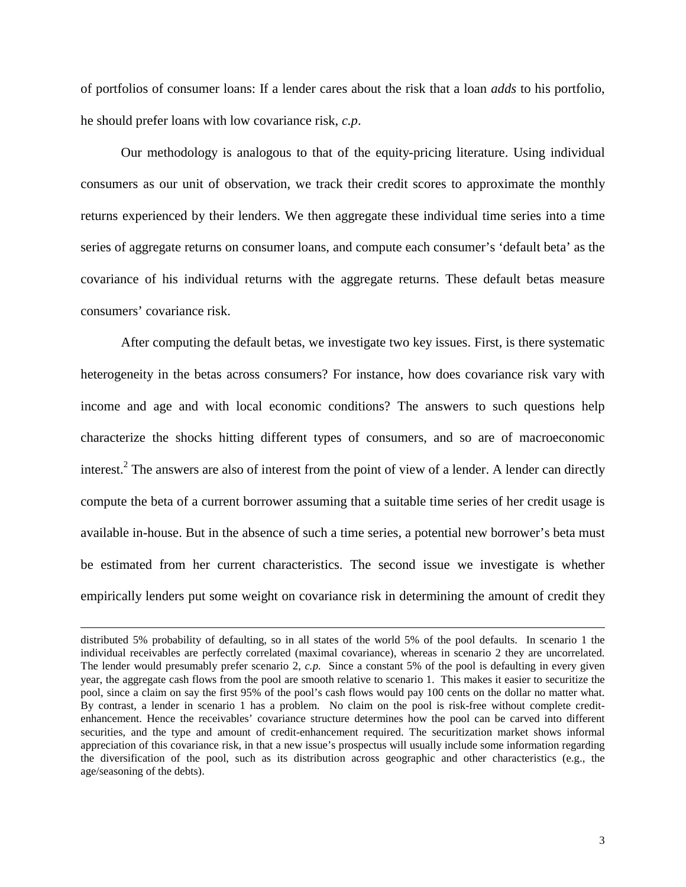of portfolios of consumer loans: If a lender cares about the risk that a loan *adds* to his portfolio, he should prefer loans with low covariance risk, *c.p*.

Our methodology is analogous to that of the equity-pricing literature. Using individual consumers as our unit of observation, we track their credit scores to approximate the monthly returns experienced by their lenders. We then aggregate these individual time series into a time series of aggregate returns on consumer loans, and compute each consumer's 'default beta' as the covariance of his individual returns with the aggregate returns. These default betas measure consumers' covariance risk.

After computing the default betas, we investigate two key issues. First, is there systematic heterogeneity in the betas across consumers? For instance, how does covariance risk vary with income and age and with local economic conditions? The answers to such questions help characterize the shocks hitting different types of consumers, and so are of macroeconomic interest.[2] The answers are also of interest from the point of view of a lender. A lender can directly compute the beta of a current borrower assuming that a suitable time series of her credit usage is available in-house. But in the absence of such a time series, a potential new borrower's beta must be estimated from her current characteristics. The second issue we investigate is whether empirically lenders put some weight on covariance risk in determining the amount of credit they

---

distributed 5% probability of defaulting, so in all states of the world 5% of the pool defaults. In scenario 1 the individual receivables are perfectly correlated (maximal covariance), whereas in scenario 2 they are uncorrelated. The lender would presumably prefer scenario 2, *c.p.* Since a constant 5% of the pool is defaulting in every given year, the aggregate cash flows from the pool are smooth relative to scenario 1. This makes it easier to securitize the pool, since a claim on say the first 95% of the pool's cash flows would pay 100 cents on the dollar no matter what. By contrast, a lender in scenario 1 has a problem. No claim on the pool is risk-free without complete credit-enhancement. Hence the receivables' covariance structure determines how the pool can be carved into different securities, and the type and amount of credit-enhancement required. The securitization market shows informal appreciation of this covariance risk, in that a new issue's prospectus will usually include some information regarding the diversification of the pool, such as its distribution across geographic and other characteristics (e.g., the age/seasoning of the debts).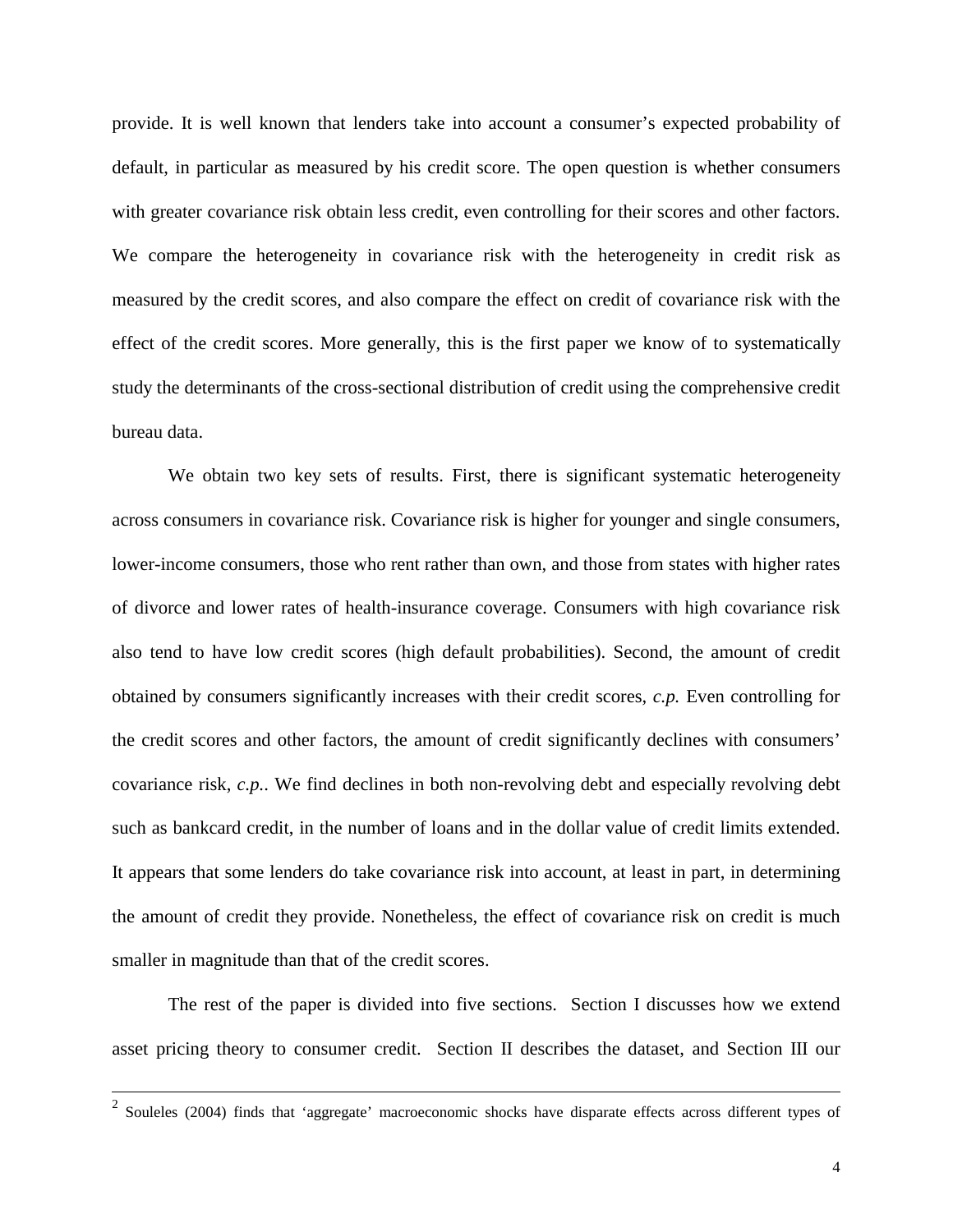provide. It is well known that lenders take into account a consumer's expected probability of default, in particular as measured by his credit score. The open question is whether consumers with greater covariance risk obtain less credit, even controlling for their scores and other factors. We compare the heterogeneity in covariance risk with the heterogeneity in credit risk as measured by the credit scores, and also compare the effect on credit of covariance risk with the effect of the credit scores. More generally, this is the first paper we know of to systematically study the determinants of the cross-sectional distribution of credit using the comprehensive credit bureau data.

We obtain two key sets of results. First, there is significant systematic heterogeneity across consumers in covariance risk. Covariance risk is higher for younger and single consumers, lower-income consumers, those who rent rather than own, and those from states with higher rates of divorce and lower rates of health-insurance coverage. Consumers with high covariance risk also tend to have low credit scores (high default probabilities). Second, the amount of credit obtained by consumers significantly increases with their credit scores, *c.p.* Even controlling for the credit scores and other factors, the amount of credit significantly declines with consumers' covariance risk, *c.p.*. We find declines in both non-revolving debt and especially revolving debt such as bankcard credit, in the number of loans and in the dollar value of credit limits extended. It appears that some lenders do take covariance risk into account, at least in part, in determining the amount of credit they provide. Nonetheless, the effect of covariance risk on credit is much smaller in magnitude than that of the credit scores.

The rest of the paper is divided into five sections. Section I discusses how we extend asset pricing theory to consumer credit. Section II describes the dataset, and Section III our

[2] Souleles (2004) finds that 'aggregate' macroeconomic shocks have disparate effects across different types of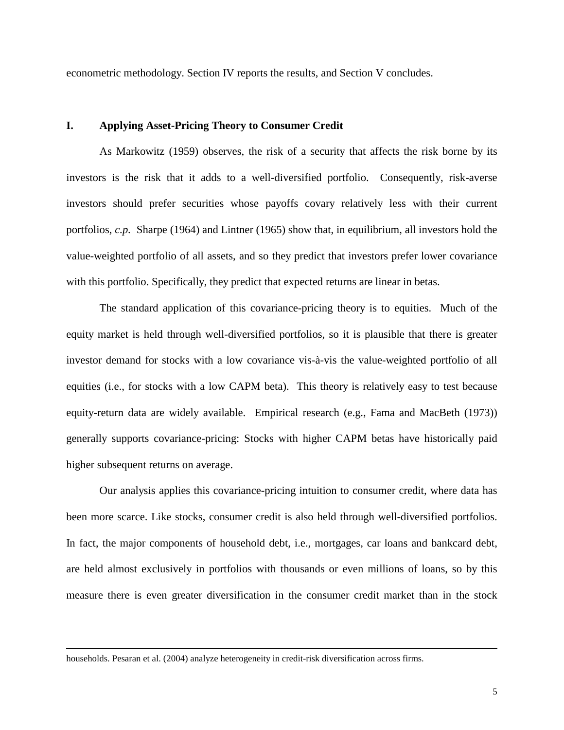econometric methodology. Section IV reports the results, and Section V concludes.

## I. Applying Asset-Pricing Theory to Consumer Credit

As Markowitz (1959) observes, the risk of a security that affects the risk borne by its investors is the risk that it adds to a well-diversified portfolio. Consequently, risk-averse investors should prefer securities whose payoffs covary relatively less with their current portfolios, *c.p.* Sharpe (1964) and Lintner (1965) show that, in equilibrium, all investors hold the value-weighted portfolio of all assets, and so they predict that investors prefer lower covariance with this portfolio. Specifically, they predict that expected returns are linear in betas.

The standard application of this covariance-pricing theory is to equities. Much of the equity market is held through well-diversified portfolios, so it is plausible that there is greater investor demand for stocks with a low covariance vis-à-vis the value-weighted portfolio of all equities (i.e., for stocks with a low CAPM beta). This theory is relatively easy to test because equity-return data are widely available. Empirical research (e.g., Fama and MacBeth (1973)) generally supports covariance-pricing: Stocks with higher CAPM betas have historically paid higher subsequent returns on average.

Our analysis applies this covariance-pricing intuition to consumer credit, where data has been more scarce. Like stocks, consumer credit is also held through well-diversified portfolios. In fact, the major components of household debt, i.e., mortgages, car loans and bankcard debt, are held almost exclusively in portfolios with thousands or even millions of loans, so by this measure there is even greater diversification in the consumer credit market than in the stock

households. Pesaran et al. (2004) analyze heterogeneity in credit-risk diversification across firms.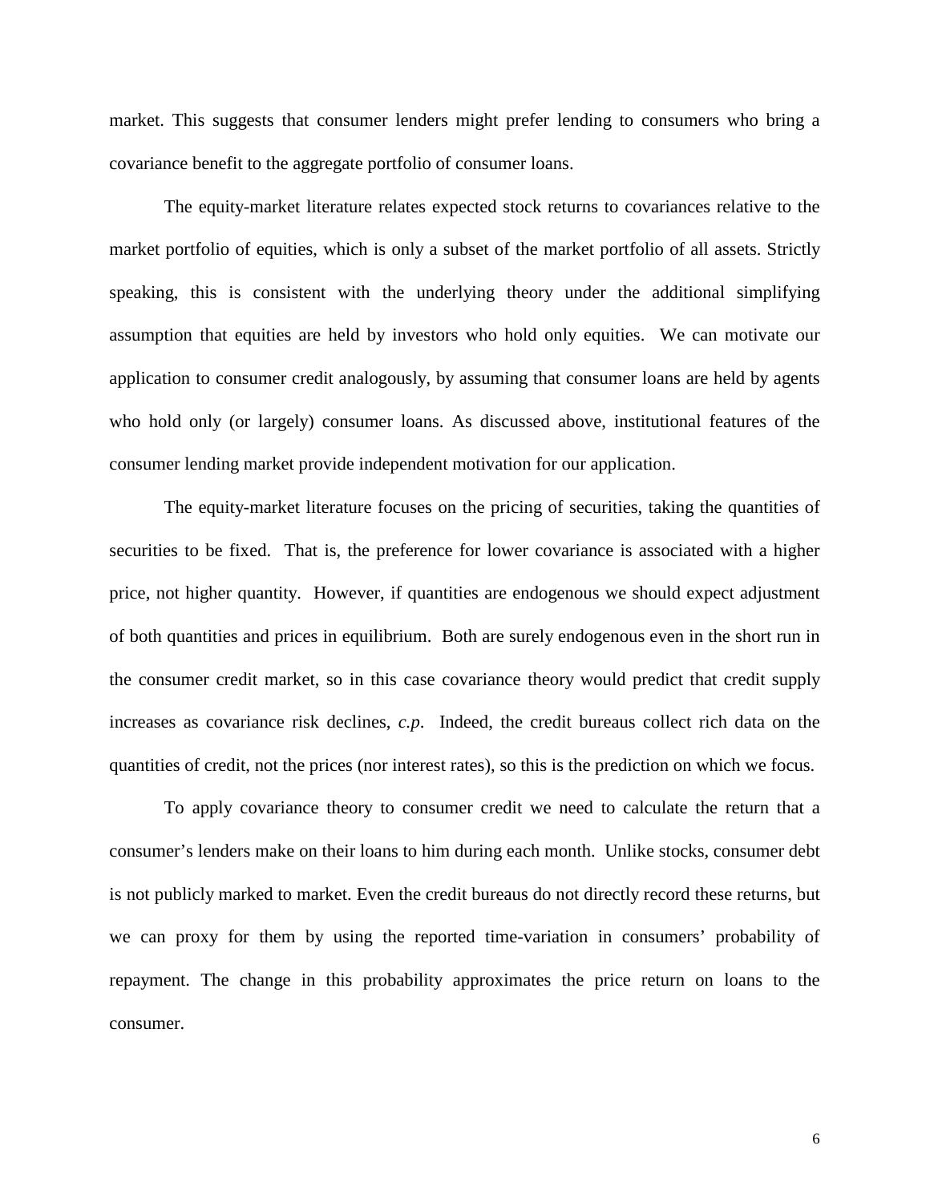market. This suggests that consumer lenders might prefer lending to consumers who bring a covariance benefit to the aggregate portfolio of consumer loans.

The equity-market literature relates expected stock returns to covariances relative to the market portfolio of equities, which is only a subset of the market portfolio of all assets. Strictly speaking, this is consistent with the underlying theory under the additional simplifying assumption that equities are held by investors who hold only equities. We can motivate our application to consumer credit analogously, by assuming that consumer loans are held by agents who hold only (or largely) consumer loans. As discussed above, institutional features of the consumer lending market provide independent motivation for our application.

The equity-market literature focuses on the pricing of securities, taking the quantities of securities to be fixed. That is, the preference for lower covariance is associated with a higher price, not higher quantity. However, if quantities are endogenous we should expect adjustment of both quantities and prices in equilibrium. Both are surely endogenous even in the short run in the consumer credit market, so in this case covariance theory would predict that credit supply increases as covariance risk declines, *c.p*. Indeed, the credit bureaus collect rich data on the quantities of credit, not the prices (nor interest rates), so this is the prediction on which we focus.

To apply covariance theory to consumer credit we need to calculate the return that a consumer's lenders make on their loans to him during each month. Unlike stocks, consumer debt is not publicly marked to market. Even the credit bureaus do not directly record these returns, but we can proxy for them by using the reported time-variation in consumers' probability of repayment. The change in this probability approximates the price return on loans to the consumer.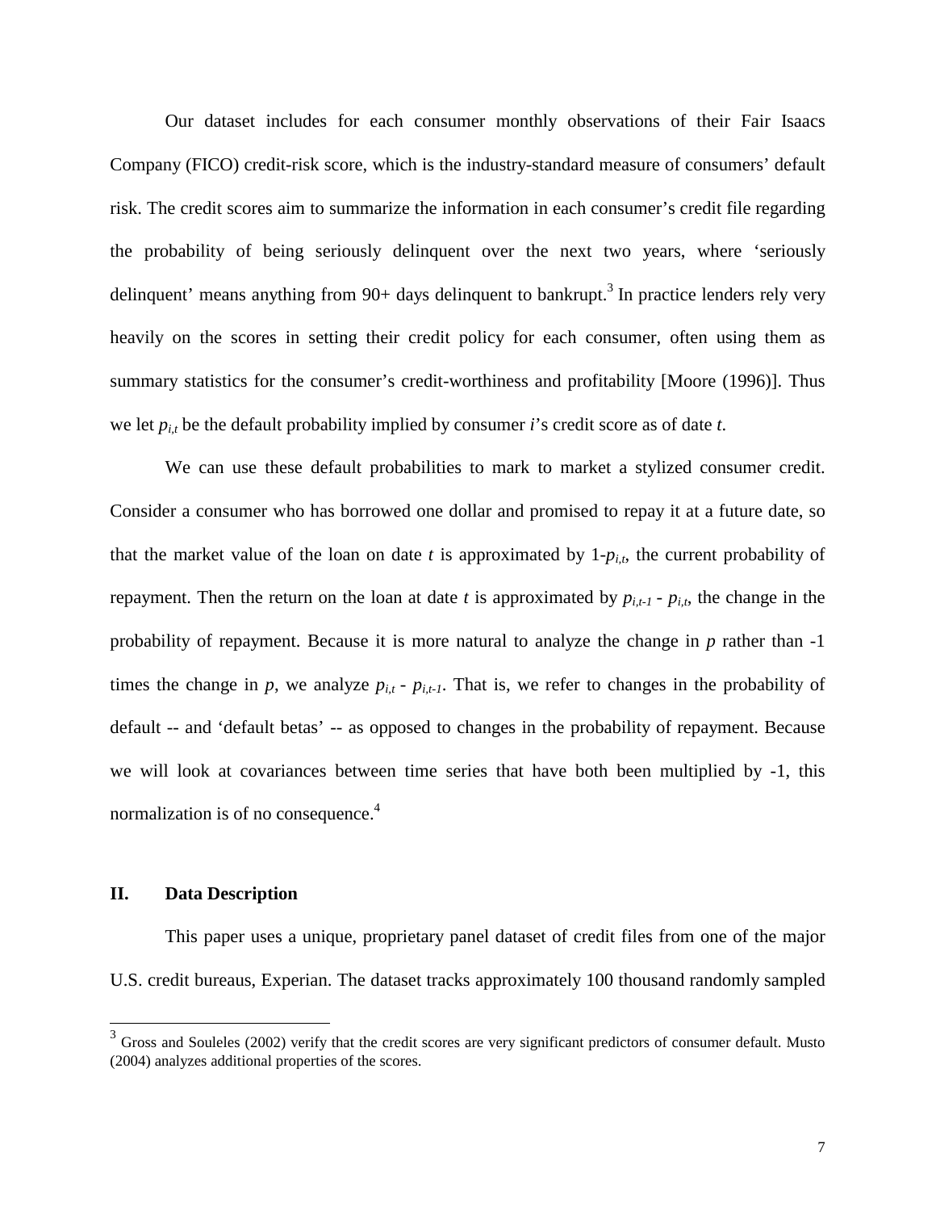Our dataset includes for each consumer monthly observations of their Fair Isaacs Company (FICO) credit-risk score, which is the industry-standard measure of consumers' default risk. The credit scores aim to summarize the information in each consumer's credit file regarding the probability of being seriously delinquent over the next two years, where 'seriously delinquent' means anything from 90+ days delinquent to bankrupt.[3] In practice lenders rely very heavily on the scores in setting their credit policy for each consumer, often using them as summary statistics for the consumer's credit-worthiness and profitability [Moore (1996)]. Thus we let $p_{i,t}$ be the default probability implied by consumer *i*'s credit score as of date *t*.

We can use these default probabilities to mark to market a stylized consumer credit. Consider a consumer who has borrowed one dollar and promised to repay it at a future date, so that the market value of the loan on date *t* is approximated by $1-p_{i,t}$, the current probability of repayment. Then the return on the loan at date *t* is approximated by $p_{i,t-1} - p_{i,t}$, the change in the probability of repayment. Because it is more natural to analyze the change in *p* rather than -1 times the change in *p*, we analyze $p_{i,t} - p_{i,t-1}$. That is, we refer to changes in the probability of default -- and 'default betas' -- as opposed to changes in the probability of repayment. Because we will look at covariances between time series that have both been multiplied by -1, this normalization is of no consequence.[4]

## II. Data Description

This paper uses a unique, proprietary panel dataset of credit files from one of the major U.S. credit bureaus, Experian. The dataset tracks approximately 100 thousand randomly sampled

[3] Gross and Souleles (2002) verify that the credit scores are very significant predictors of consumer default. Musto (2004) analyzes additional properties of the scores.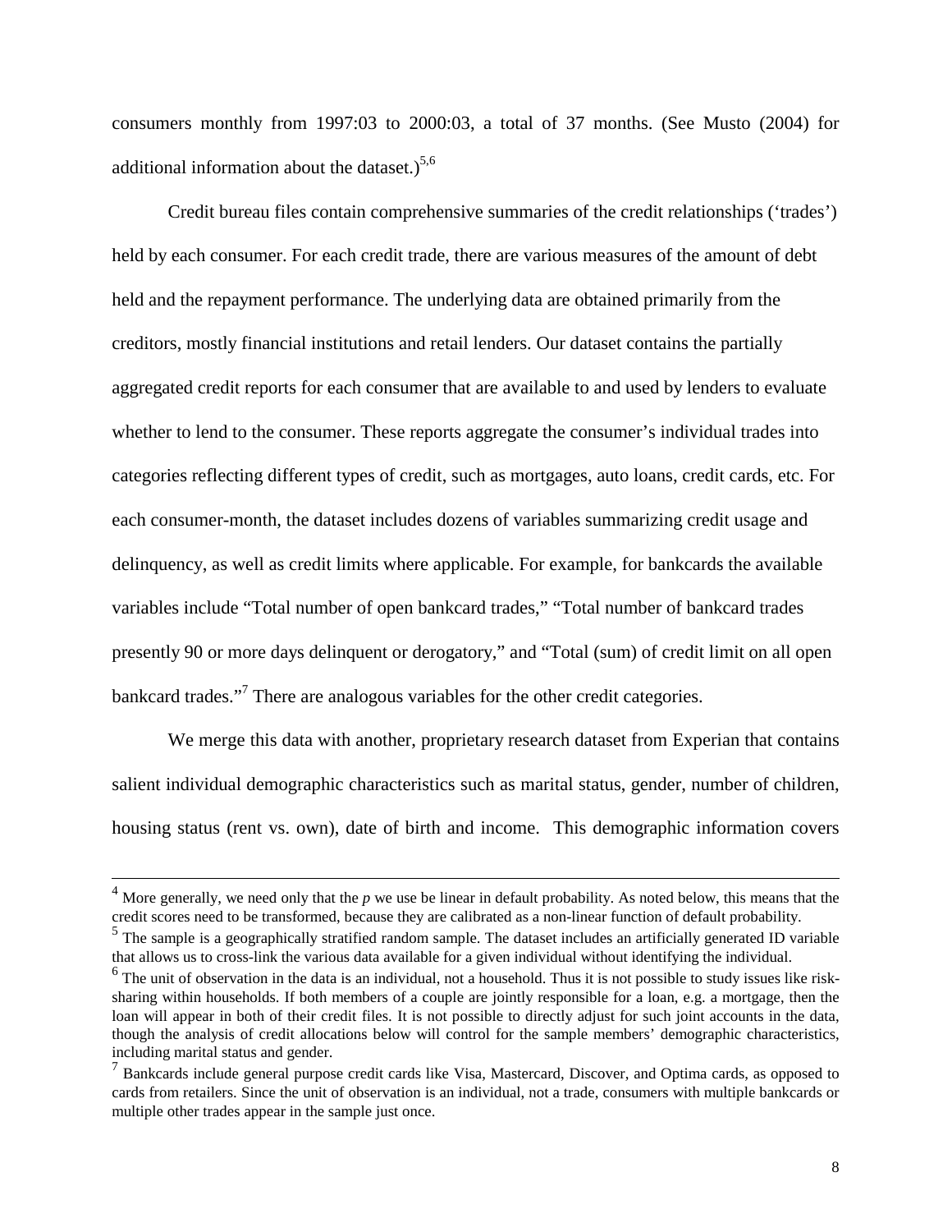consumers monthly from 1997:03 to 2000:03, a total of 37 months. (See Musto (2004) for additional information about the dataset.)[5,6]

Credit bureau files contain comprehensive summaries of the credit relationships ('trades') held by each consumer. For each credit trade, there are various measures of the amount of debt held and the repayment performance. The underlying data are obtained primarily from the creditors, mostly financial institutions and retail lenders. Our dataset contains the partially aggregated credit reports for each consumer that are available to and used by lenders to evaluate whether to lend to the consumer. These reports aggregate the consumer's individual trades into categories reflecting different types of credit, such as mortgages, auto loans, credit cards, etc. For each consumer-month, the dataset includes dozens of variables summarizing credit usage and delinquency, as well as credit limits where applicable. For example, for bankcards the available variables include "Total number of open bankcard trades," "Total number of bankcard trades presently 90 or more days delinquent or derogatory," and "Total (sum) of credit limit on all open bankcard trades."[7] There are analogous variables for the other credit categories.

We merge this data with another, proprietary research dataset from Experian that contains salient individual demographic characteristics such as marital status, gender, number of children, housing status (rent vs. own), date of birth and income. This demographic information covers

---

[4] More generally, we need only that the $p$ we use be linear in default probability. As noted below, this means that the credit scores need to be transformed, because they are calibrated as a non-linear function of default probability.

[5] The sample is a geographically stratified random sample. The dataset includes an artificially generated ID variable that allows us to cross-link the various data available for a given individual without identifying the individual.

[6] The unit of observation in the data is an individual, not a household. Thus it is not possible to study issues like risk-sharing within households. If both members of a couple are jointly responsible for a loan, e.g. a mortgage, then the loan will appear in both of their credit files. It is not possible to directly adjust for such joint accounts in the data, though the analysis of credit allocations below will control for the sample members' demographic characteristics, including marital status and gender.

[7] Bankcards include general purpose credit cards like Visa, Mastercard, Discover, and Optima cards, as opposed to cards from retailers. Since the unit of observation is an individual, not a trade, consumers with multiple bankcards or multiple other trades appear in the sample just once.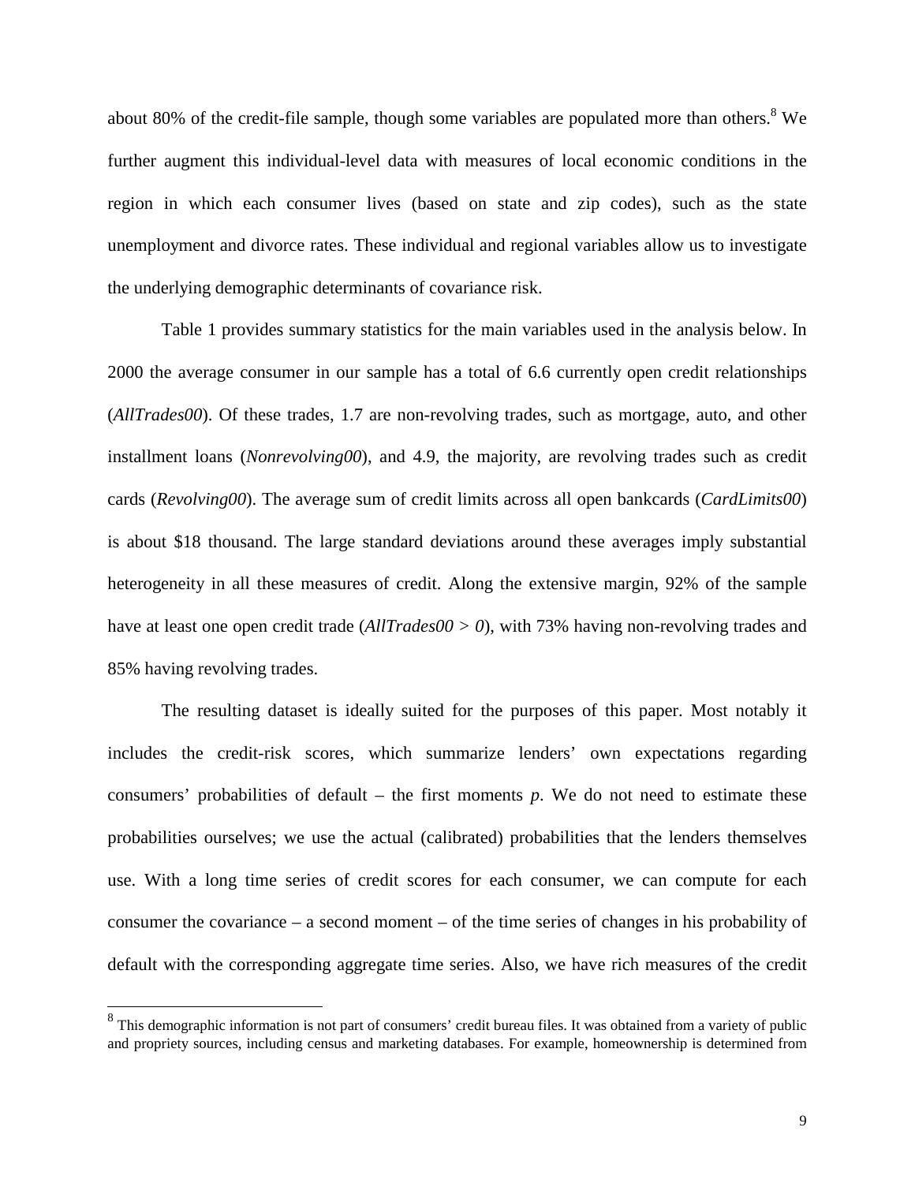about 80% of the credit-file sample, though some variables are populated more than others.[8] We further augment this individual-level data with measures of local economic conditions in the region in which each consumer lives (based on state and zip codes), such as the state unemployment and divorce rates. These individual and regional variables allow us to investigate the underlying demographic determinants of covariance risk.

Table 1 provides summary statistics for the main variables used in the analysis below. In 2000 the average consumer in our sample has a total of 6.6 currently open credit relationships (*AllTrades00*). Of these trades, 1.7 are non-revolving trades, such as mortgage, auto, and other installment loans (*Nonrevolving00*), and 4.9, the majority, are revolving trades such as credit cards (*Revolving00*). The average sum of credit limits across all open bankcards (*CardLimits00*) is about $18 thousand. The large standard deviations around these averages imply substantial heterogeneity in all these measures of credit. Along the extensive margin, 92% of the sample have at least one open credit trade (*AllTrades00 > 0*), with 73% having non-revolving trades and 85% having revolving trades.

The resulting dataset is ideally suited for the purposes of this paper. Most notably it includes the credit-risk scores, which summarize lenders' own expectations regarding consumers' probabilities of default – the first moments $p$. We do not need to estimate these probabilities ourselves; we use the actual (calibrated) probabilities that the lenders themselves use. With a long time series of credit scores for each consumer, we can compute for each consumer the covariance – a second moment – of the time series of changes in his probability of default with the corresponding aggregate time series. Also, we have rich measures of the credit

[8] This demographic information is not part of consumers' credit bureau files. It was obtained from a variety of public and propriety sources, including census and marketing databases. For example, homeownership is determined from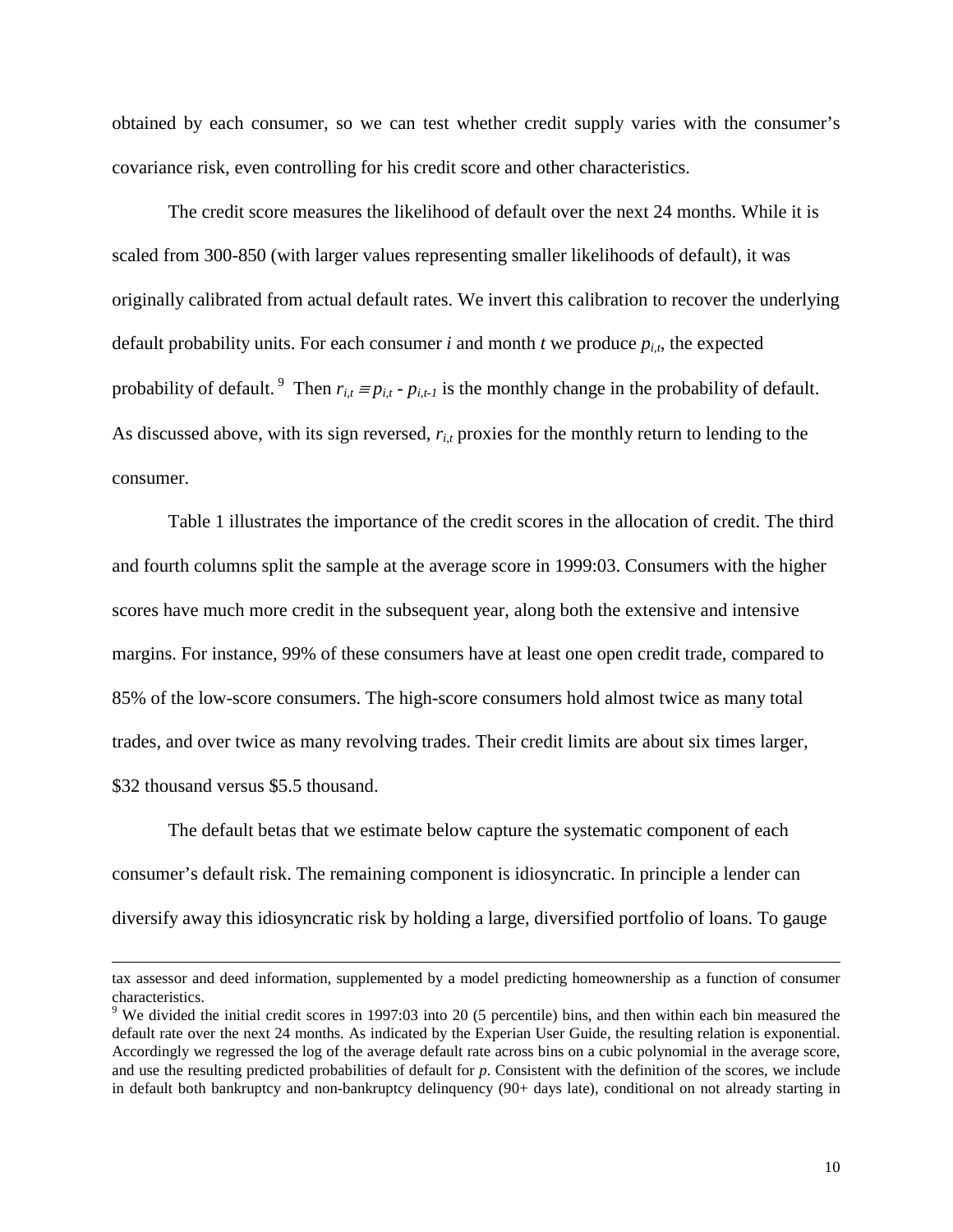obtained by each consumer, so we can test whether credit supply varies with the consumer's covariance risk, even controlling for his credit score and other characteristics.

The credit score measures the likelihood of default over the next 24 months. While it is scaled from 300-850 (with larger values representing smaller likelihoods of default), it was originally calibrated from actual default rates. We invert this calibration to recover the underlying default probability units. For each consumer *i* and month *t* we produce $p_{i,t}$, the expected probability of default.[9] Then $r_{i,t} \equiv p_{i,t} - p_{i,t-1}$ is the monthly change in the probability of default. As discussed above, with its sign reversed, $r_{i,t}$ proxies for the monthly return to lending to the consumer.

Table 1 illustrates the importance of the credit scores in the allocation of credit. The third and fourth columns split the sample at the average score in 1999:03. Consumers with the higher scores have much more credit in the subsequent year, along both the extensive and intensive margins. For instance, 99% of these consumers have at least one open credit trade, compared to 85% of the low-score consumers. The high-score consumers hold almost twice as many total trades, and over twice as many revolving trades. Their credit limits are about six times larger, \$32 thousand versus \$5.5 thousand.

The default betas that we estimate below capture the systematic component of each consumer's default risk. The remaining component is idiosyncratic. In principle a lender can diversify away this idiosyncratic risk by holding a large, diversified portfolio of loans. To gauge

---

tax assessor and deed information, supplemented by a model predicting homeownership as a function of consumer characteristics.

[9] We divided the initial credit scores in 1997:03 into 20 (5 percentile) bins, and then within each bin measured the default rate over the next 24 months. As indicated by the Experian User Guide, the resulting relation is exponential. Accordingly we regressed the log of the average default rate across bins on a cubic polynomial in the average score, and use the resulting predicted probabilities of default for *p*. Consistent with the definition of the scores, we include in default both bankruptcy and non-bankruptcy delinquency (90+ days late), conditional on not already starting in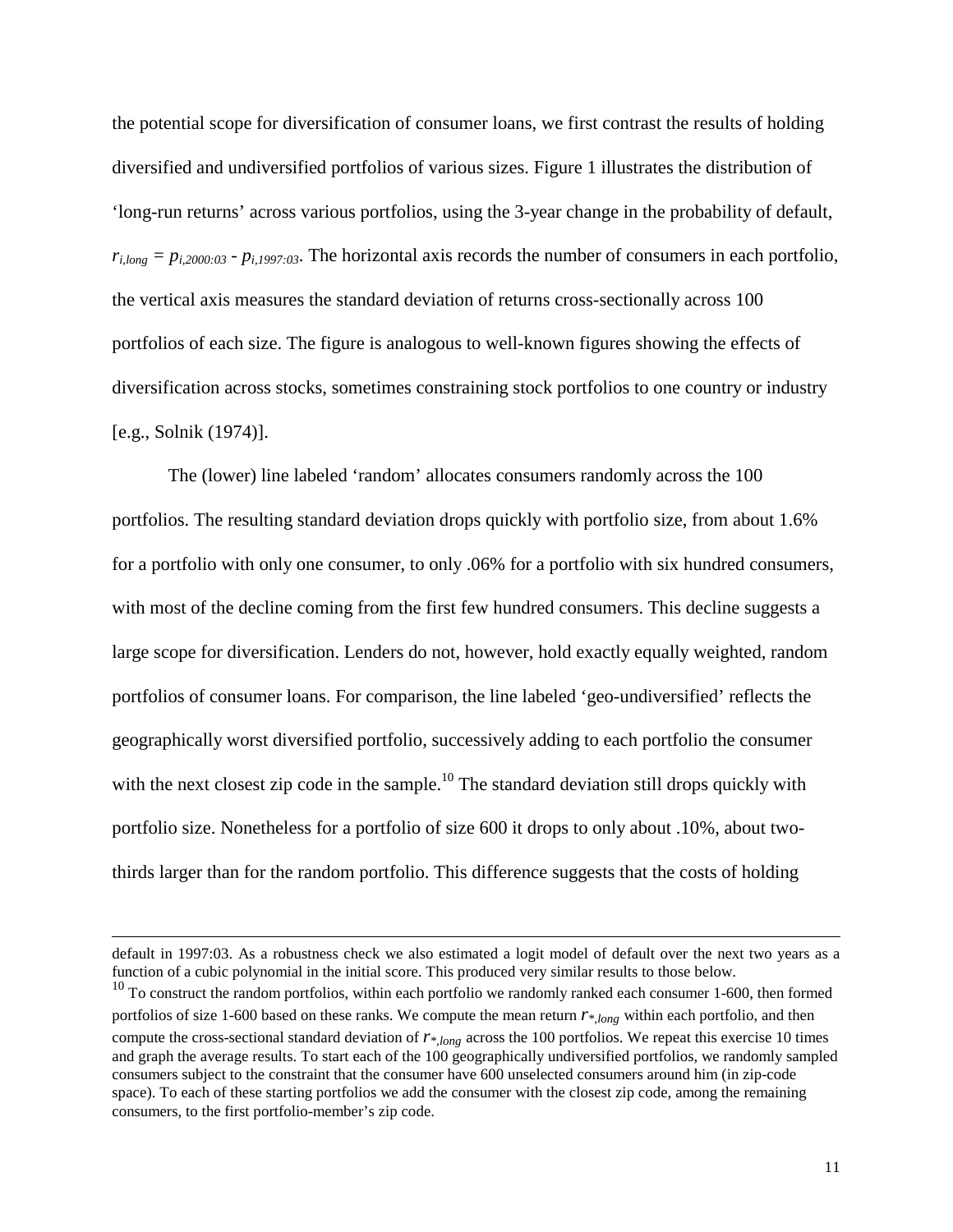the potential scope for diversification of consumer loans, we first contrast the results of holding diversified and undiversified portfolios of various sizes. Figure 1 illustrates the distribution of 'long-run returns' across various portfolios, using the 3-year change in the probability of default, $r_{i,long} = p_{i,2000:03} - p_{i,1997:03}$. The horizontal axis records the number of consumers in each portfolio, the vertical axis measures the standard deviation of returns cross-sectionally across 100 portfolios of each size. The figure is analogous to well-known figures showing the effects of diversification across stocks, sometimes constraining stock portfolios to one country or industry [e.g., Solnik (1974)].

The (lower) line labeled 'random' allocates consumers randomly across the 100 portfolios. The resulting standard deviation drops quickly with portfolio size, from about 1.6% for a portfolio with only one consumer, to only .06% for a portfolio with six hundred consumers, with most of the decline coming from the first few hundred consumers. This decline suggests a large scope for diversification. Lenders do not, however, hold exactly equally weighted, random portfolios of consumer loans. For comparison, the line labeled 'geo-undiversified' reflects the geographically worst diversified portfolio, successively adding to each portfolio the consumer with the next closest zip code in the sample.[10] The standard deviation still drops quickly with portfolio size. Nonetheless for a portfolio of size 600 it drops to only about .10%, about two-thirds larger than for the random portfolio. This difference suggests that the costs of holding

---

default in 1997:03. As a robustness check we also estimated a logit model of default over the next two years as a function of a cubic polynomial in the initial score. This produced very similar results to those below.

[10] To construct the random portfolios, within each portfolio we randomly ranked each consumer 1-600, then formed portfolios of size 1-600 based on these ranks. We compute the mean return $r_{*,long}$ within each portfolio, and then compute the cross-sectional standard deviation of $r_{*,long}$ across the 100 portfolios. We repeat this exercise 10 times and graph the average results. To start each of the 100 geographically undiversified portfolios, we randomly sampled consumers subject to the constraint that the consumer have 600 unselected consumers around him (in zip-code space). To each of these starting portfolios we add the consumer with the closest zip code, among the remaining consumers, to the first portfolio-member's zip code.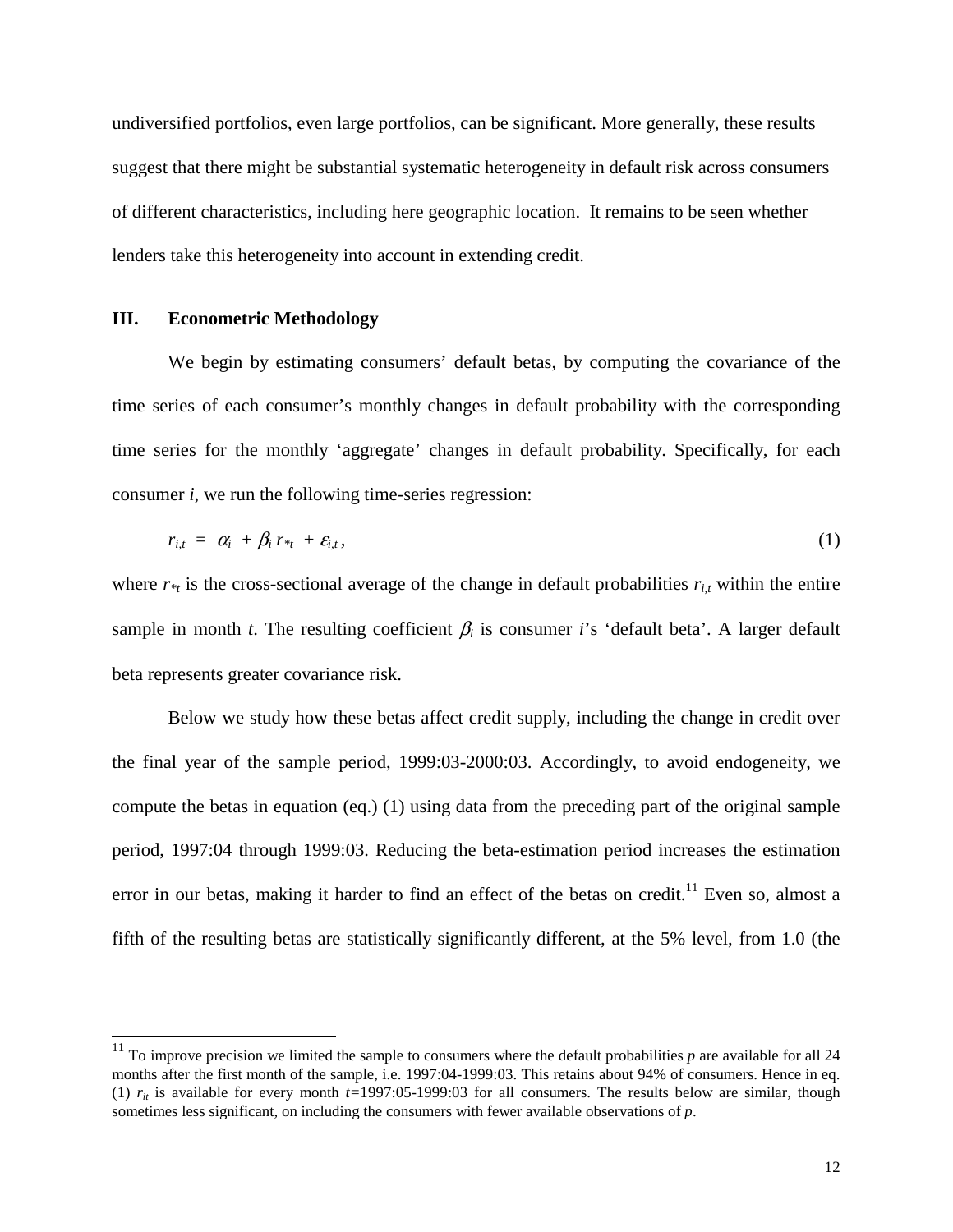undiversified portfolios, even large portfolios, can be significant. More generally, these results suggest that there might be substantial systematic heterogeneity in default risk across consumers of different characteristics, including here geographic location. It remains to be seen whether lenders take this heterogeneity into account in extending credit.

## III. Econometric Methodology

We begin by estimating consumers' default betas, by computing the covariance of the time series of each consumer's monthly changes in default probability with the corresponding time series for the monthly 'aggregate' changes in default probability. Specifically, for each consumer *i*, we run the following time-series regression:

$$r_{i,t} = \alpha_i + \beta_i r_{*t} + \varepsilon_{i,t}, \qquad (1)$$

where $r_{*t}$ is the cross-sectional average of the change in default probabilities $r_{i,t}$ within the entire sample in month *t*. The resulting coefficient $\beta_i$ is consumer *i*'s 'default beta'. A larger default beta represents greater covariance risk.

Below we study how these betas affect credit supply, including the change in credit over the final year of the sample period, 1999:03-2000:03. Accordingly, to avoid endogeneity, we compute the betas in equation (eq.) (1) using data from the preceding part of the original sample period, 1997:04 through 1999:03. Reducing the beta-estimation period increases the estimation error in our betas, making it harder to find an effect of the betas on credit.[11] Even so, almost a fifth of the resulting betas are statistically significantly different, at the 5% level, from 1.0 (the

[11] To improve precision we limited the sample to consumers where the default probabilities *p* are available for all 24 months after the first month of the sample, i.e. 1997:04-1999:03. This retains about 94% of consumers. Hence in eq. (1) $r_{it}$ is available for every month $t$=1997:05-1999:03 for all consumers. The results below are similar, though sometimes less significant, on including the consumers with fewer available observations of *p*.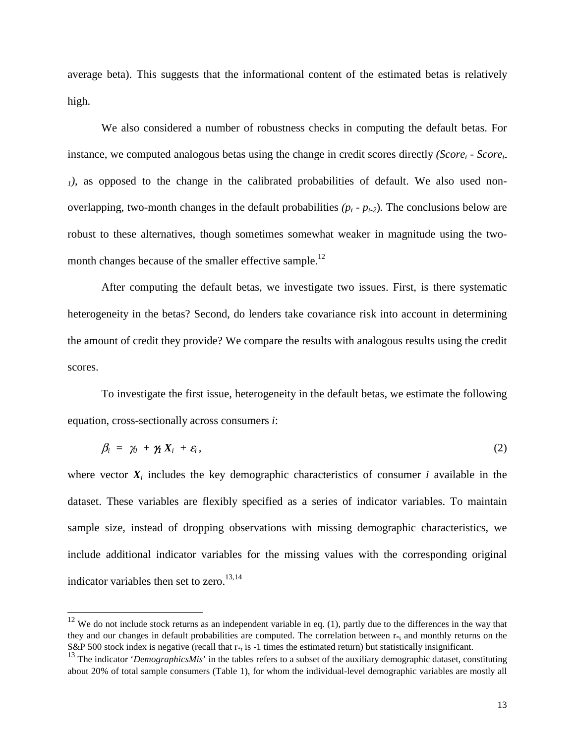average beta). This suggests that the informational content of the estimated betas is relatively high.

We also considered a number of robustness checks in computing the default betas. For instance, we computed analogous betas using the change in credit scores directly $(Score_t - Score_{t-1})$, as opposed to the change in the calibrated probabilities of default. We also used non-overlapping, two-month changes in the default probabilities $(p_t - p_{t-2})$. The conclusions below are robust to these alternatives, though sometimes somewhat weaker in magnitude using the two-month changes because of the smaller effective sample.[12]

After computing the default betas, we investigate two issues. First, is there systematic heterogeneity in the betas? Second, do lenders take covariance risk into account in determining the amount of credit they provide? We compare the results with analogous results using the credit scores.

To investigate the first issue, heterogeneity in the default betas, we estimate the following equation, cross-sectionally across consumers *i*:

$$\beta_i = \gamma_0 + \gamma_1 \boldsymbol{X}_i + \varepsilon_i, \tag{2}$$

where vector $\boldsymbol{X}_i$ includes the key demographic characteristics of consumer *i* available in the dataset. These variables are flexibly specified as a series of indicator variables. To maintain sample size, instead of dropping observations with missing demographic characteristics, we include additional indicator variables for the missing values with the corresponding original indicator variables then set to zero.[13,14]

---

[12] We do not include stock returns as an independent variable in eq. (1), partly due to the differences in the way that they and our changes in default probabilities are computed. The correlation between $r_{*t}$ and monthly returns on the S&P 500 stock index is negative (recall that $r_{*t}$ is -1 times the estimated return) but statistically insignificant.

[13] The indicator '*DemographicsMis*' in the tables refers to a subset of the auxiliary demographic dataset, constituting about 20% of total sample consumers (Table 1), for whom the individual-level demographic variables are mostly all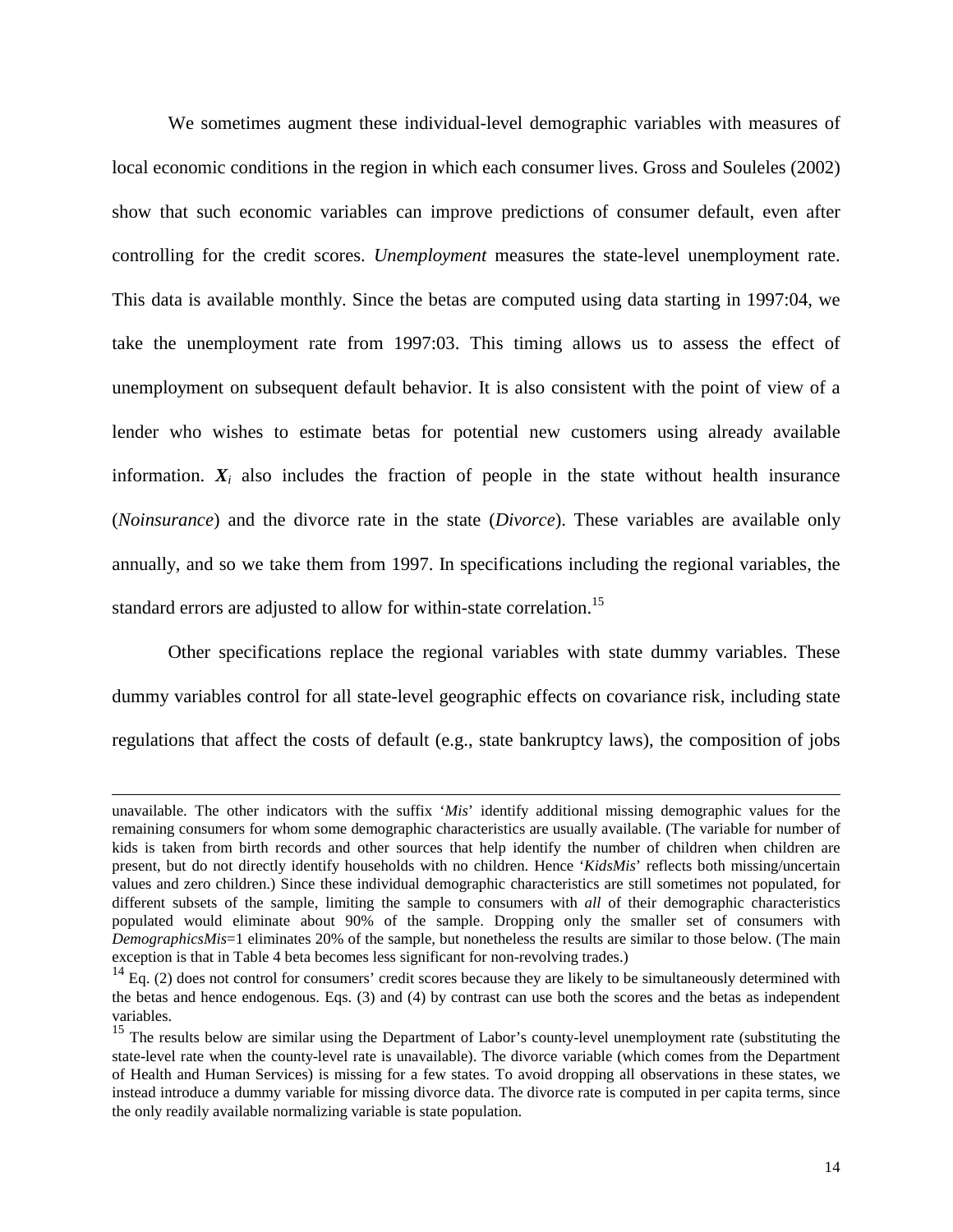We sometimes augment these individual-level demographic variables with measures of local economic conditions in the region in which each consumer lives. Gross and Souleles (2002) show that such economic variables can improve predictions of consumer default, even after controlling for the credit scores. *Unemployment* measures the state-level unemployment rate. This data is available monthly. Since the betas are computed using data starting in 1997:04, we take the unemployment rate from 1997:03. This timing allows us to assess the effect of unemployment on subsequent default behavior. It is also consistent with the point of view of a lender who wishes to estimate betas for potential new customers using already available information. $\boldsymbol{X}_i$ also includes the fraction of people in the state without health insurance (*Noinsurance*) and the divorce rate in the state (*Divorce*). These variables are available only annually, and so we take them from 1997. In specifications including the regional variables, the standard errors are adjusted to allow for within-state correlation.[15]

Other specifications replace the regional variables with state dummy variables. These dummy variables control for all state-level geographic effects on covariance risk, including state regulations that affect the costs of default (e.g., state bankruptcy laws), the composition of jobs

---

unavailable. The other indicators with the suffix '*Mis*' identify additional missing demographic values for the remaining consumers for whom some demographic characteristics are usually available. (The variable for number of kids is taken from birth records and other sources that help identify the number of children when children are present, but do not directly identify households with no children. Hence '*KidsMis*' reflects both missing/uncertain values and zero children.) Since these individual demographic characteristics are still sometimes not populated, for different subsets of the sample, limiting the sample to consumers with *all* of their demographic characteristics populated would eliminate about 90% of the sample. Dropping only the smaller set of consumers with *DemographicsMis*=1 eliminates 20% of the sample, but nonetheless the results are similar to those below. (The main exception is that in Table 4 beta becomes less significant for non-revolving trades.)

[14] Eq. (2) does not control for consumers' credit scores because they are likely to be simultaneously determined with the betas and hence endogenous. Eqs. (3) and (4) by contrast can use both the scores and the betas as independent variables.

[15] The results below are similar using the Department of Labor's county-level unemployment rate (substituting the state-level rate when the county-level rate is unavailable). The divorce variable (which comes from the Department of Health and Human Services) is missing for a few states. To avoid dropping all observations in these states, we instead introduce a dummy variable for missing divorce data. The divorce rate is computed in per capita terms, since the only readily available normalizing variable is state population.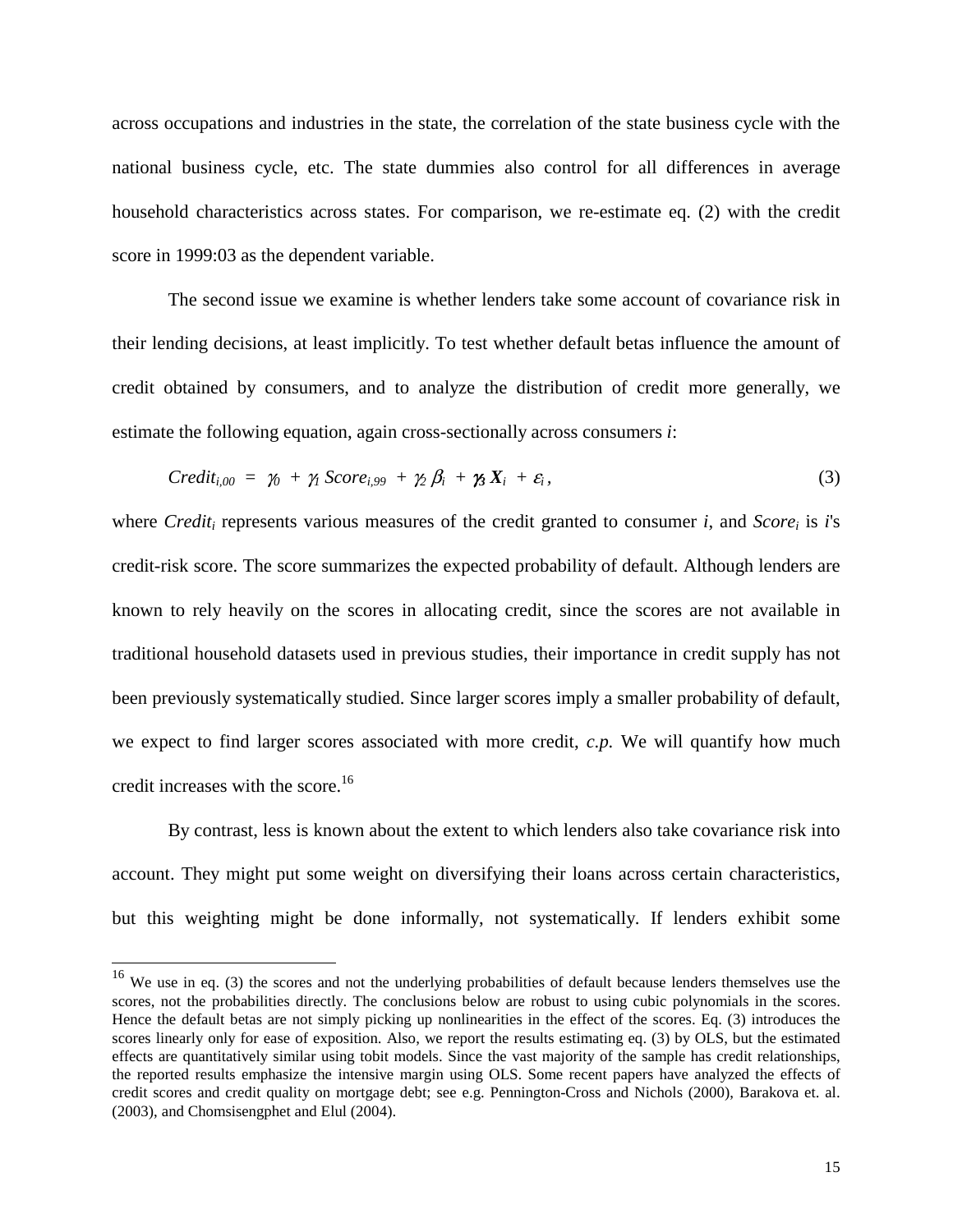across occupations and industries in the state, the correlation of the state business cycle with the national business cycle, etc. The state dummies also control for all differences in average household characteristics across states. For comparison, we re-estimate eq. (2) with the credit score in 1999:03 as the dependent variable.

The second issue we examine is whether lenders take some account of covariance risk in their lending decisions, at least implicitly. To test whether default betas influence the amount of credit obtained by consumers, and to analyze the distribution of credit more generally, we estimate the following equation, again cross-sectionally across consumers *i*:

$$Credit_{i,00} \;=\; \gamma_0 \;+\; \gamma_1\, Score_{i,99} \;+\; \gamma_2\, \beta_i \;+\; \boldsymbol{\gamma_3}\, \boldsymbol{X}_i \;+\; \varepsilon_i\,, \tag{3}$$

where $Credit_i$ represents various measures of the credit granted to consumer *i*, and $Score_i$ is *i*'s credit-risk score. The score summarizes the expected probability of default. Although lenders are known to rely heavily on the scores in allocating credit, since the scores are not available in traditional household datasets used in previous studies, their importance in credit supply has not been previously systematically studied. Since larger scores imply a smaller probability of default, we expect to find larger scores associated with more credit, *c.p.* We will quantify how much credit increases with the score.[16]

By contrast, less is known about the extent to which lenders also take covariance risk into account. They might put some weight on diversifying their loans across certain characteristics, but this weighting might be done informally, not systematically. If lenders exhibit some

[16] We use in eq. (3) the scores and not the underlying probabilities of default because lenders themselves use the scores, not the probabilities directly. The conclusions below are robust to using cubic polynomials in the scores. Hence the default betas are not simply picking up nonlinearities in the effect of the scores. Eq. (3) introduces the scores linearly only for ease of exposition. Also, we report the results estimating eq. (3) by OLS, but the estimated effects are quantitatively similar using tobit models. Since the vast majority of the sample has credit relationships, the reported results emphasize the intensive margin using OLS. Some recent papers have analyzed the effects of credit scores and credit quality on mortgage debt; see e.g. Pennington-Cross and Nichols (2000), Barakova et. al. (2003), and Chomsisengphet and Elul (2004).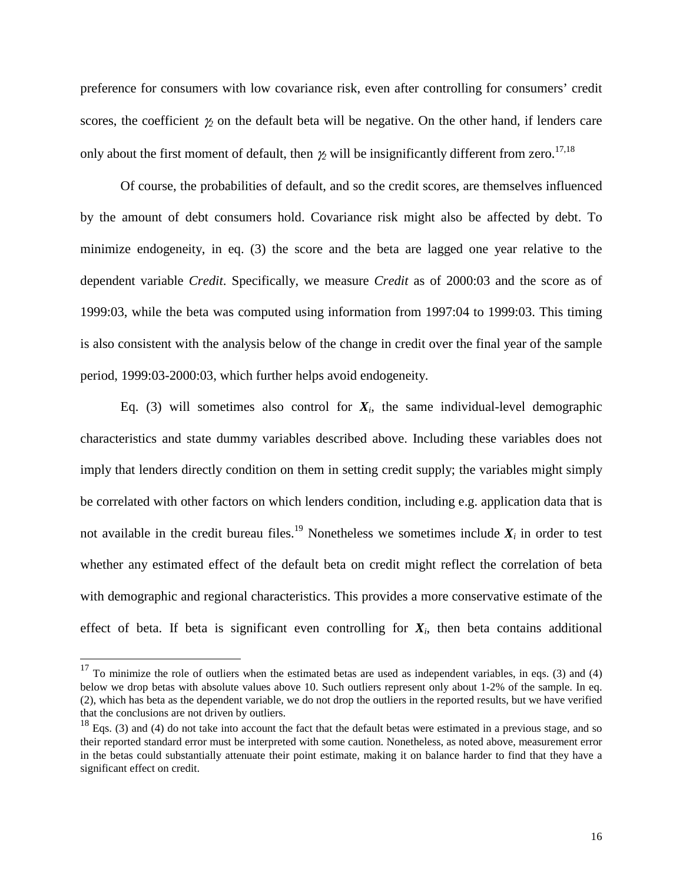preference for consumers with low covariance risk, even after controlling for consumers' credit scores, the coefficient $\gamma_2$ on the default beta will be negative. On the other hand, if lenders care only about the first moment of default, then $\gamma_2$ will be insignificantly different from zero.[17,18]

Of course, the probabilities of default, and so the credit scores, are themselves influenced by the amount of debt consumers hold. Covariance risk might also be affected by debt. To minimize endogeneity, in eq. (3) the score and the beta are lagged one year relative to the dependent variable *Credit*. Specifically, we measure *Credit* as of 2000:03 and the score as of 1999:03, while the beta was computed using information from 1997:04 to 1999:03. This timing is also consistent with the analysis below of the change in credit over the final year of the sample period, 1999:03-2000:03, which further helps avoid endogeneity.

Eq. (3) will sometimes also control for $\boldsymbol{X}_i$, the same individual-level demographic characteristics and state dummy variables described above. Including these variables does not imply that lenders directly condition on them in setting credit supply; the variables might simply be correlated with other factors on which lenders condition, including e.g. application data that is not available in the credit bureau files.[19] Nonetheless we sometimes include $\boldsymbol{X}_i$ in order to test whether any estimated effect of the default beta on credit might reflect the correlation of beta with demographic and regional characteristics. This provides a more conservative estimate of the effect of beta. If beta is significant even controlling for $\boldsymbol{X}_i$, then beta contains additional

[17] To minimize the role of outliers when the estimated betas are used as independent variables, in eqs. (3) and (4) below we drop betas with absolute values above 10. Such outliers represent only about 1-2% of the sample. In eq. (2), which has beta as the dependent variable, we do not drop the outliers in the reported results, but we have verified that the conclusions are not driven by outliers.

[18] Eqs. (3) and (4) do not take into account the fact that the default betas were estimated in a previous stage, and so their reported standard error must be interpreted with some caution. Nonetheless, as noted above, measurement error in the betas could substantially attenuate their point estimate, making it on balance harder to find that they have a significant effect on credit.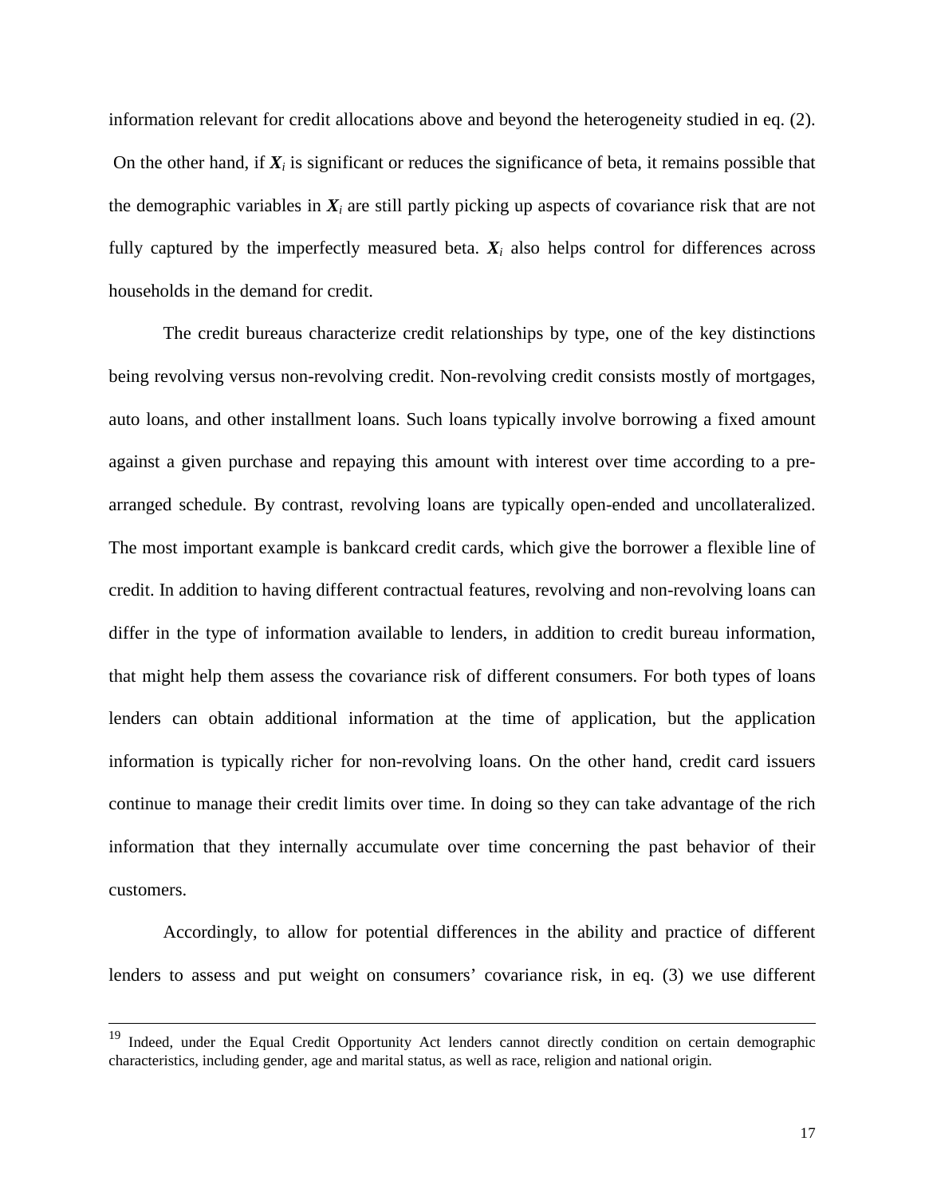information relevant for credit allocations above and beyond the heterogeneity studied in eq. (2). On the other hand, if $\boldsymbol{X}_i$ is significant or reduces the significance of beta, it remains possible that the demographic variables in $\boldsymbol{X}_i$ are still partly picking up aspects of covariance risk that are not fully captured by the imperfectly measured beta. $\boldsymbol{X}_i$ also helps control for differences across households in the demand for credit.

The credit bureaus characterize credit relationships by type, one of the key distinctions being revolving versus non-revolving credit. Non-revolving credit consists mostly of mortgages, auto loans, and other installment loans. Such loans typically involve borrowing a fixed amount against a given purchase and repaying this amount with interest over time according to a pre-arranged schedule. By contrast, revolving loans are typically open-ended and uncollateralized. The most important example is bankcard credit cards, which give the borrower a flexible line of credit. In addition to having different contractual features, revolving and non-revolving loans can differ in the type of information available to lenders, in addition to credit bureau information, that might help them assess the covariance risk of different consumers. For both types of loans lenders can obtain additional information at the time of application, but the application information is typically richer for non-revolving loans. On the other hand, credit card issuers continue to manage their credit limits over time. In doing so they can take advantage of the rich information that they internally accumulate over time concerning the past behavior of their customers.

Accordingly, to allow for potential differences in the ability and practice of different lenders to assess and put weight on consumers' covariance risk, in eq. (3) we use different

---

[19] Indeed, under the Equal Credit Opportunity Act lenders cannot directly condition on certain demographic characteristics, including gender, age and marital status, as well as race, religion and national origin.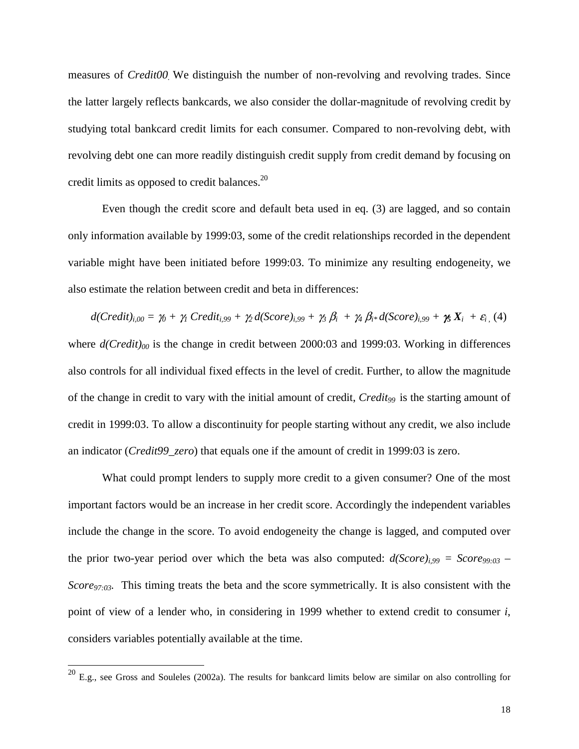measures of *Credit00*. We distinguish the number of non-revolving and revolving trades. Since the latter largely reflects bankcards, we also consider the dollar-magnitude of revolving credit by studying total bankcard credit limits for each consumer. Compared to non-revolving debt, with revolving debt one can more readily distinguish credit supply from credit demand by focusing on credit limits as opposed to credit balances.[20]

Even though the credit score and default beta used in eq. (3) are lagged, and so contain only information available by 1999:03, some of the credit relationships recorded in the dependent variable might have been initiated before 1999:03. To minimize any resulting endogeneity, we also estimate the relation between credit and beta in differences:

$$d(Credit)_{i,00} = \gamma_0 + \gamma_1\, Credit_{i,99} + \gamma_2\, d(Score)_{i,99} + \gamma_3\, \beta_i + \gamma_4\, \beta_i {*}\, d(Score)_{i,99} + \gamma_5\, \boldsymbol{X}_i + \varepsilon_i \,, \quad (4)$$

where $d(Credit)_{00}$ is the change in credit between 2000:03 and 1999:03. Working in differences also controls for all individual fixed effects in the level of credit. Further, to allow the magnitude of the change in credit to vary with the initial amount of credit, $Credit_{99}$ is the starting amount of credit in 1999:03. To allow a discontinuity for people starting without any credit, we also include an indicator (*Credit99_zero*) that equals one if the amount of credit in 1999:03 is zero.

What could prompt lenders to supply more credit to a given consumer? One of the most important factors would be an increase in her credit score. Accordingly the independent variables include the change in the score. To avoid endogeneity the change is lagged, and computed over the prior two-year period over which the beta was also computed: $d(Score)_{i,99} = Score_{99:03} - Score_{97:03}$. This timing treats the beta and the score symmetrically. It is also consistent with the point of view of a lender who, in considering in 1999 whether to extend credit to consumer *i*, considers variables potentially available at the time.

[20] E.g., see Gross and Souleles (2002a). The results for bankcard limits below are similar on also controlling for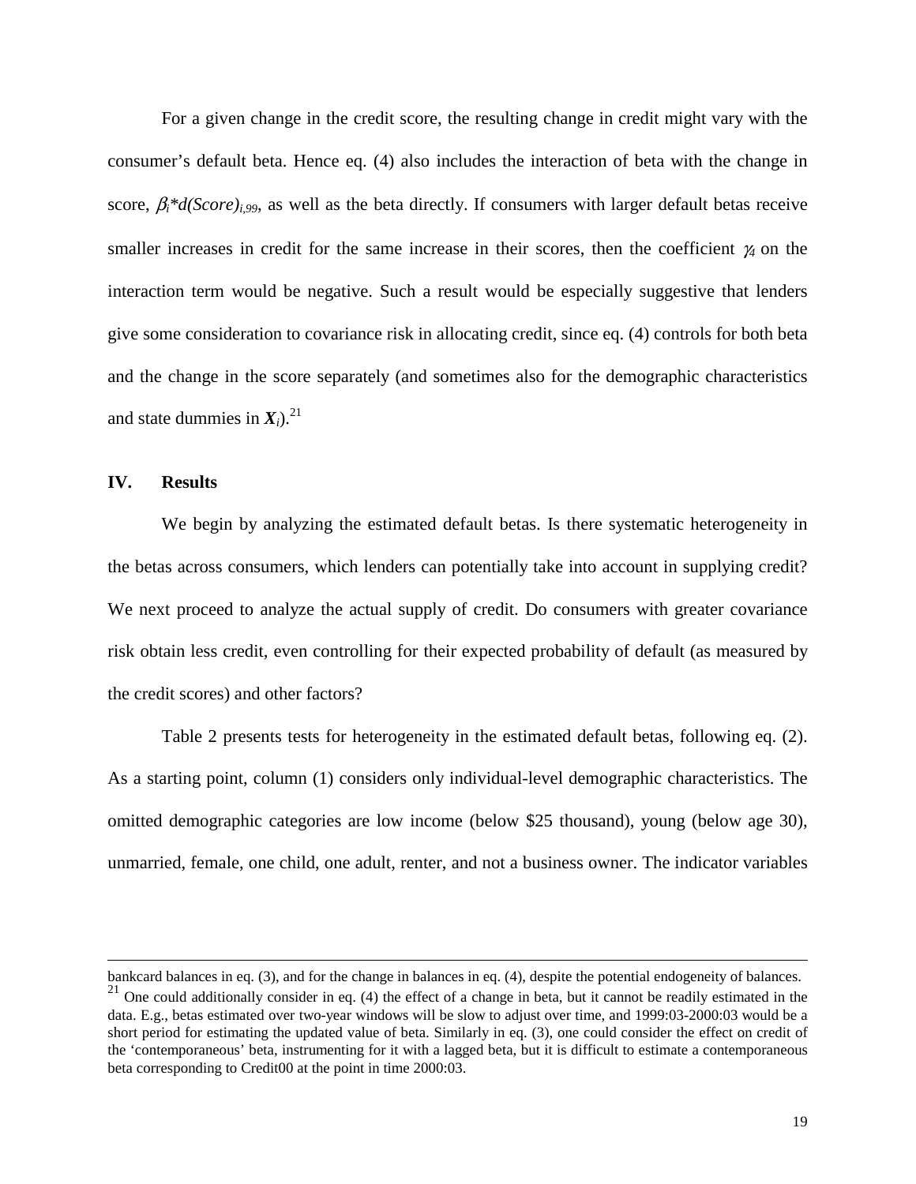For a given change in the credit score, the resulting change in credit might vary with the consumer's default beta. Hence eq. (4) also includes the interaction of beta with the change in score, $\beta_i$*$d(Score)_{i,99}$, as well as the beta directly. If consumers with larger default betas receive smaller increases in credit for the same increase in their scores, then the coefficient $\gamma_4$ on the interaction term would be negative. Such a result would be especially suggestive that lenders give some consideration to covariance risk in allocating credit, since eq. (4) controls for both beta and the change in the score separately (and sometimes also for the demographic characteristics and state dummies in $\boldsymbol{X}_i$).[21]

## IV. Results

We begin by analyzing the estimated default betas. Is there systematic heterogeneity in the betas across consumers, which lenders can potentially take into account in supplying credit? We next proceed to analyze the actual supply of credit. Do consumers with greater covariance risk obtain less credit, even controlling for their expected probability of default (as measured by the credit scores) and other factors?

Table 2 presents tests for heterogeneity in the estimated default betas, following eq. (2). As a starting point, column (1) considers only individual-level demographic characteristics. The omitted demographic categories are low income (below \$25 thousand), young (below age 30), unmarried, female, one child, one adult, renter, and not a business owner. The indicator variables

---

bankcard balances in eq. (3), and for the change in balances in eq. (4), despite the potential endogeneity of balances.

[21] One could additionally consider in eq. (4) the effect of a change in beta, but it cannot be readily estimated in the data. E.g., betas estimated over two-year windows will be slow to adjust over time, and 1999:03-2000:03 would be a short period for estimating the updated value of beta. Similarly in eq. (3), one could consider the effect on credit of the 'contemporaneous' beta, instrumenting for it with a lagged beta, but it is difficult to estimate a contemporaneous beta corresponding to Credit00 at the point in time 2000:03.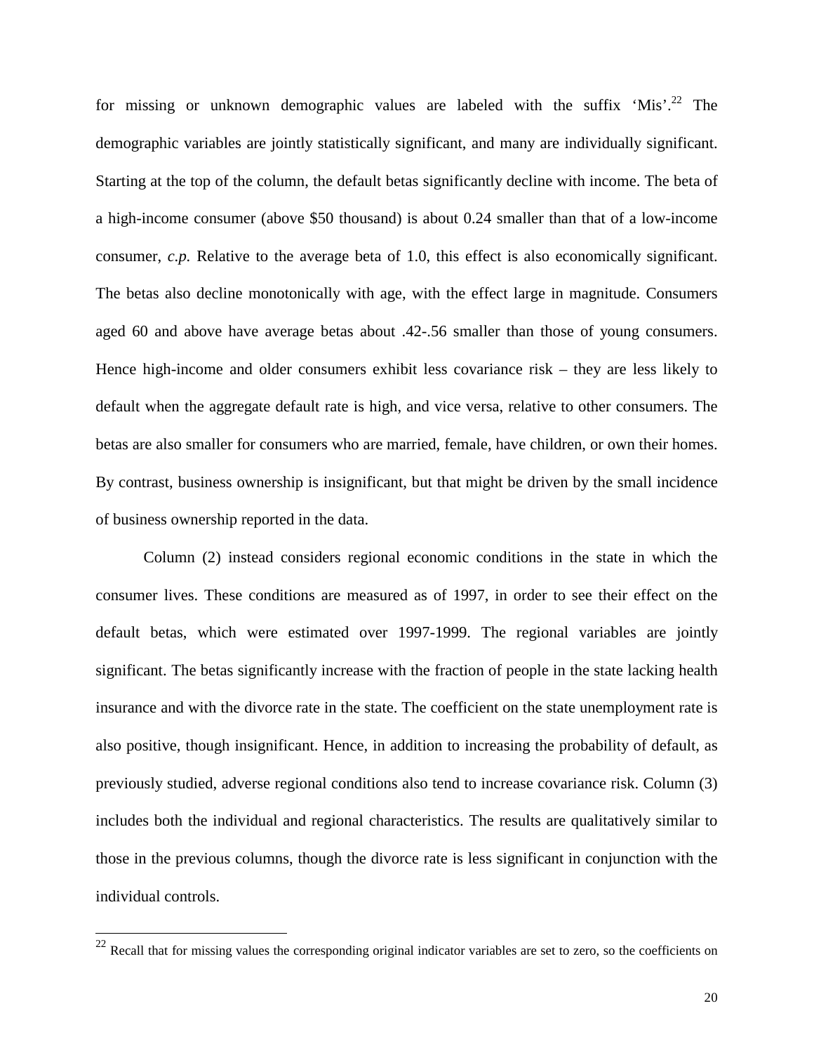for missing or unknown demographic values are labeled with the suffix 'Mis'.[22] The demographic variables are jointly statistically significant, and many are individually significant. Starting at the top of the column, the default betas significantly decline with income. The beta of a high-income consumer (above $50 thousand) is about 0.24 smaller than that of a low-income consumer, *c.p.* Relative to the average beta of 1.0, this effect is also economically significant. The betas also decline monotonically with age, with the effect large in magnitude. Consumers aged 60 and above have average betas about .42-.56 smaller than those of young consumers. Hence high-income and older consumers exhibit less covariance risk – they are less likely to default when the aggregate default rate is high, and vice versa, relative to other consumers. The betas are also smaller for consumers who are married, female, have children, or own their homes. By contrast, business ownership is insignificant, but that might be driven by the small incidence of business ownership reported in the data.

Column (2) instead considers regional economic conditions in the state in which the consumer lives. These conditions are measured as of 1997, in order to see their effect on the default betas, which were estimated over 1997-1999. The regional variables are jointly significant. The betas significantly increase with the fraction of people in the state lacking health insurance and with the divorce rate in the state. The coefficient on the state unemployment rate is also positive, though insignificant. Hence, in addition to increasing the probability of default, as previously studied, adverse regional conditions also tend to increase covariance risk. Column (3) includes both the individual and regional characteristics. The results are qualitatively similar to those in the previous columns, though the divorce rate is less significant in conjunction with the individual controls.

[22] Recall that for missing values the corresponding original indicator variables are set to zero, so the coefficients on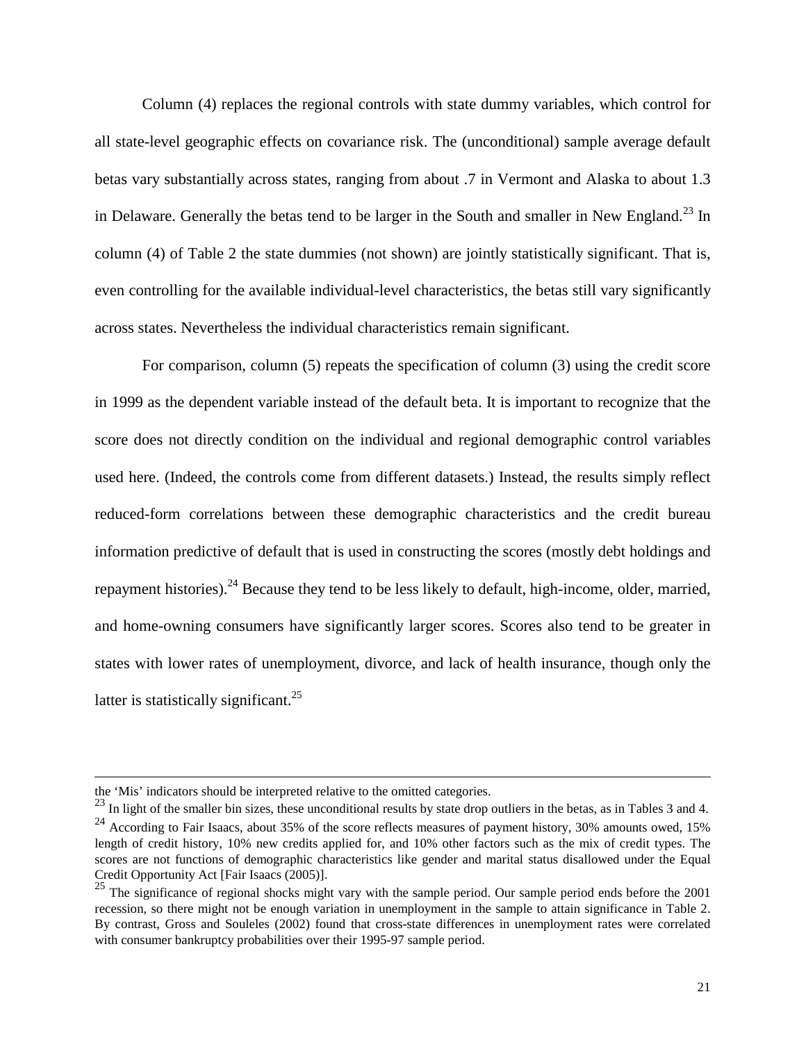Column (4) replaces the regional controls with state dummy variables, which control for all state-level geographic effects on covariance risk. The (unconditional) sample average default betas vary substantially across states, ranging from about .7 in Vermont and Alaska to about 1.3 in Delaware. Generally the betas tend to be larger in the South and smaller in New England.[23] In column (4) of Table 2 the state dummies (not shown) are jointly statistically significant. That is, even controlling for the available individual-level characteristics, the betas still vary significantly across states. Nevertheless the individual characteristics remain significant.

For comparison, column (5) repeats the specification of column (3) using the credit score in 1999 as the dependent variable instead of the default beta. It is important to recognize that the score does not directly condition on the individual and regional demographic control variables used here. (Indeed, the controls come from different datasets.) Instead, the results simply reflect reduced-form correlations between these demographic characteristics and the credit bureau information predictive of default that is used in constructing the scores (mostly debt holdings and repayment histories).[24] Because they tend to be less likely to default, high-income, older, married, and home-owning consumers have significantly larger scores. Scores also tend to be greater in states with lower rates of unemployment, divorce, and lack of health insurance, though only the latter is statistically significant.[25]

---

the 'Mis' indicators should be interpreted relative to the omitted categories.

[23] In light of the smaller bin sizes, these unconditional results by state drop outliers in the betas, as in Tables 3 and 4.

[24] According to Fair Isaacs, about 35% of the score reflects measures of payment history, 30% amounts owed, 15% length of credit history, 10% new credits applied for, and 10% other factors such as the mix of credit types. The scores are not functions of demographic characteristics like gender and marital status disallowed under the Equal Credit Opportunity Act [Fair Isaacs (2005)].

[25] The significance of regional shocks might vary with the sample period. Our sample period ends before the 2001 recession, so there might not be enough variation in unemployment in the sample to attain significance in Table 2. By contrast, Gross and Souleles (2002) found that cross-state differences in unemployment rates were correlated with consumer bankruptcy probabilities over their 1995-97 sample period.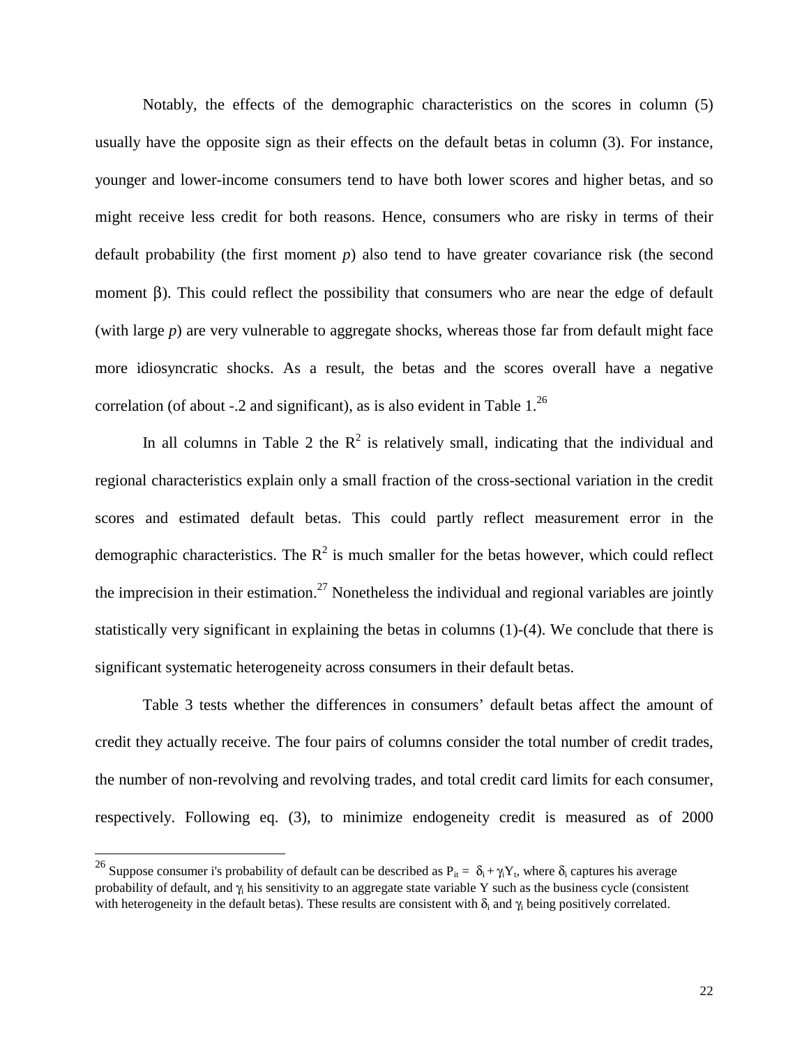Notably, the effects of the demographic characteristics on the scores in column (5) usually have the opposite sign as their effects on the default betas in column (3). For instance, younger and lower-income consumers tend to have both lower scores and higher betas, and so might receive less credit for both reasons. Hence, consumers who are risky in terms of their default probability (the first moment *p*) also tend to have greater covariance risk (the second moment $\beta$). This could reflect the possibility that consumers who are near the edge of default (with large *p*) are very vulnerable to aggregate shocks, whereas those far from default might face more idiosyncratic shocks. As a result, the betas and the scores overall have a negative correlation (of about -.2 and significant), as is also evident in Table 1.[26]

In all columns in Table 2 the $R^2$ is relatively small, indicating that the individual and regional characteristics explain only a small fraction of the cross-sectional variation in the credit scores and estimated default betas. This could partly reflect measurement error in the demographic characteristics. The $R^2$ is much smaller for the betas however, which could reflect the imprecision in their estimation.[27] Nonetheless the individual and regional variables are jointly statistically very significant in explaining the betas in columns (1)-(4). We conclude that there is significant systematic heterogeneity across consumers in their default betas.

Table 3 tests whether the differences in consumers' default betas affect the amount of credit they actually receive. The four pairs of columns consider the total number of credit trades, the number of non-revolving and revolving trades, and total credit card limits for each consumer, respectively. Following eq. (3), to minimize endogeneity credit is measured as of 2000

---

[26] Suppose consumer i's probability of default can be described as $P_{it} = \delta_i + \gamma_i Y_t$, where $\delta_i$ captures his average probability of default, and $\gamma_i$ his sensitivity to an aggregate state variable Y such as the business cycle (consistent with heterogeneity in the default betas). These results are consistent with $\delta_i$ and $\gamma_i$ being positively correlated.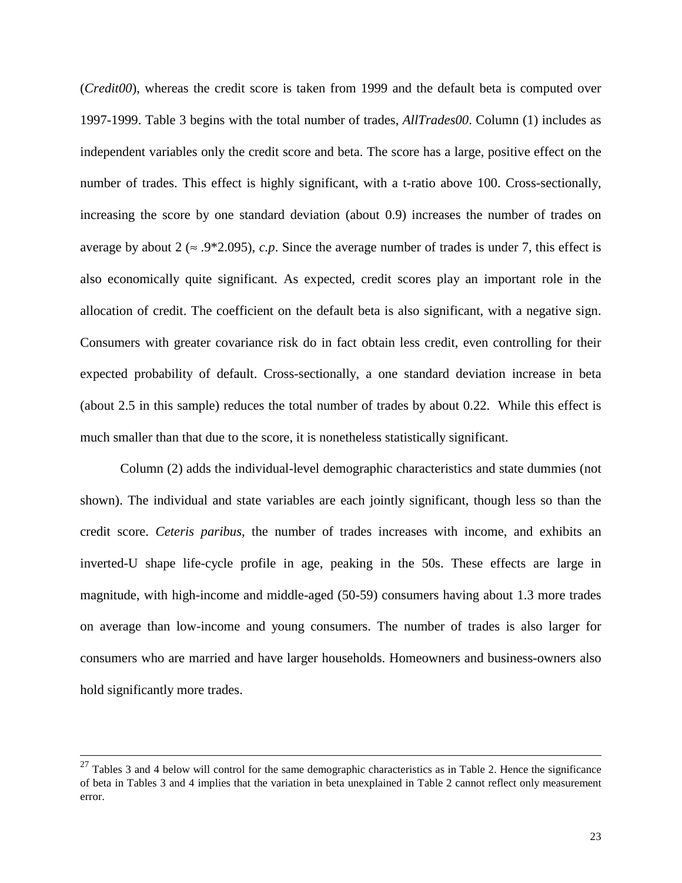(*Credit00*), whereas the credit score is taken from 1999 and the default beta is computed over 1997-1999. Table 3 begins with the total number of trades, *AllTrades00*. Column (1) includes as independent variables only the credit score and beta. The score has a large, positive effect on the number of trades. This effect is highly significant, with a t-ratio above 100. Cross-sectionally, increasing the score by one standard deviation (about 0.9) increases the number of trades on average by about 2 ($\approx .9*2.095$), *c.p*. Since the average number of trades is under 7, this effect is also economically quite significant. As expected, credit scores play an important role in the allocation of credit. The coefficient on the default beta is also significant, with a negative sign. Consumers with greater covariance risk do in fact obtain less credit, even controlling for their expected probability of default. Cross-sectionally, a one standard deviation increase in beta (about 2.5 in this sample) reduces the total number of trades by about 0.22. While this effect is much smaller than that due to the score, it is nonetheless statistically significant.

Column (2) adds the individual-level demographic characteristics and state dummies (not shown). The individual and state variables are each jointly significant, though less so than the credit score. *Ceteris paribus*, the number of trades increases with income, and exhibits an inverted-U shape life-cycle profile in age, peaking in the 50s. These effects are large in magnitude, with high-income and middle-aged (50-59) consumers having about 1.3 more trades on average than low-income and young consumers. The number of trades is also larger for consumers who are married and have larger households. Homeowners and business-owners also hold significantly more trades.

---

[27] Tables 3 and 4 below will control for the same demographic characteristics as in Table 2. Hence the significance of beta in Tables 3 and 4 implies that the variation in beta unexplained in Table 2 cannot reflect only measurement error.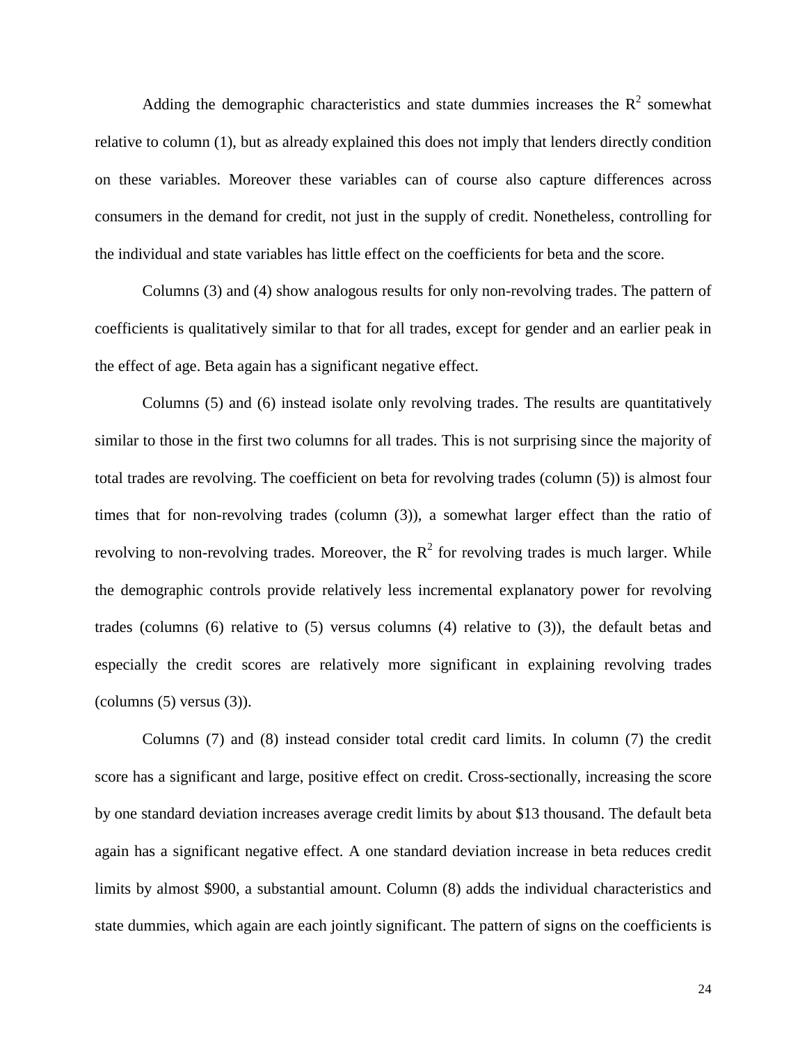Adding the demographic characteristics and state dummies increases the $R^2$ somewhat relative to column (1), but as already explained this does not imply that lenders directly condition on these variables. Moreover these variables can of course also capture differences across consumers in the demand for credit, not just in the supply of credit. Nonetheless, controlling for the individual and state variables has little effect on the coefficients for beta and the score.

Columns (3) and (4) show analogous results for only non-revolving trades. The pattern of coefficients is qualitatively similar to that for all trades, except for gender and an earlier peak in the effect of age. Beta again has a significant negative effect.

Columns (5) and (6) instead isolate only revolving trades. The results are quantitatively similar to those in the first two columns for all trades. This is not surprising since the majority of total trades are revolving. The coefficient on beta for revolving trades (column (5)) is almost four times that for non-revolving trades (column (3)), a somewhat larger effect than the ratio of revolving to non-revolving trades. Moreover, the $R^2$ for revolving trades is much larger. While the demographic controls provide relatively less incremental explanatory power for revolving trades (columns (6) relative to (5) versus columns (4) relative to (3)), the default betas and especially the credit scores are relatively more significant in explaining revolving trades (columns (5) versus (3)).

Columns (7) and (8) instead consider total credit card limits. In column (7) the credit score has a significant and large, positive effect on credit. Cross-sectionally, increasing the score by one standard deviation increases average credit limits by about $13 thousand. The default beta again has a significant negative effect. A one standard deviation increase in beta reduces credit limits by almost $900, a substantial amount. Column (8) adds the individual characteristics and state dummies, which again are each jointly significant. The pattern of signs on the coefficients is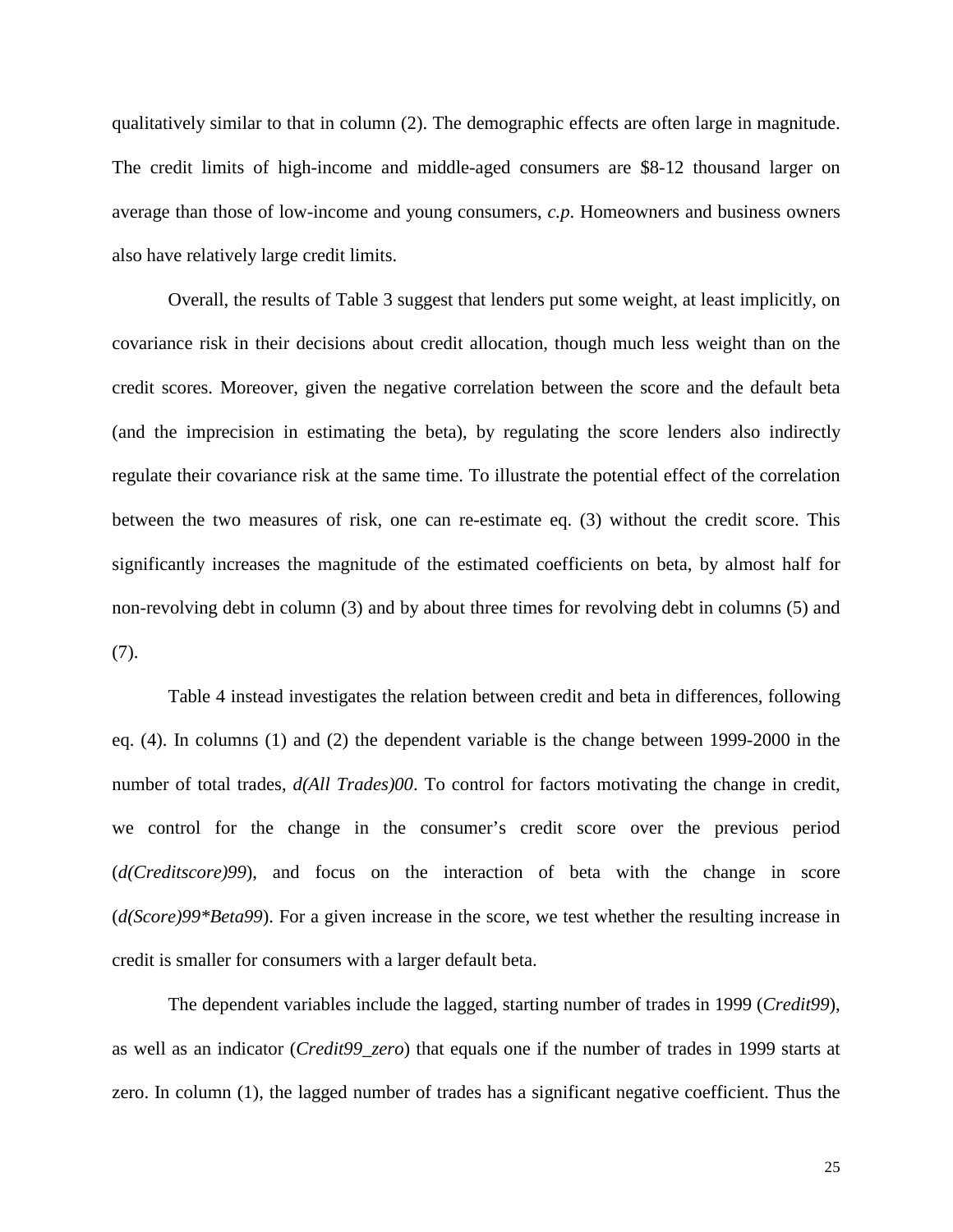qualitatively similar to that in column (2). The demographic effects are often large in magnitude. The credit limits of high-income and middle-aged consumers are $8-12 thousand larger on average than those of low-income and young consumers, *c.p*. Homeowners and business owners also have relatively large credit limits.

Overall, the results of Table 3 suggest that lenders put some weight, at least implicitly, on covariance risk in their decisions about credit allocation, though much less weight than on the credit scores. Moreover, given the negative correlation between the score and the default beta (and the imprecision in estimating the beta), by regulating the score lenders also indirectly regulate their covariance risk at the same time. To illustrate the potential effect of the correlation between the two measures of risk, one can re-estimate eq. (3) without the credit score. This significantly increases the magnitude of the estimated coefficients on beta, by almost half for non-revolving debt in column (3) and by about three times for revolving debt in columns (5) and (7).

Table 4 instead investigates the relation between credit and beta in differences, following eq. (4). In columns (1) and (2) the dependent variable is the change between 1999-2000 in the number of total trades, *d(All Trades)00*. To control for factors motivating the change in credit, we control for the change in the consumer's credit score over the previous period (*d(Creditscore)99*), and focus on the interaction of beta with the change in score (*d(Score)99*Beta99*). For a given increase in the score, we test whether the resulting increase in credit is smaller for consumers with a larger default beta.

The dependent variables include the lagged, starting number of trades in 1999 (*Credit99*), as well as an indicator (*Credit99_zero*) that equals one if the number of trades in 1999 starts at zero. In column (1), the lagged number of trades has a significant negative coefficient. Thus the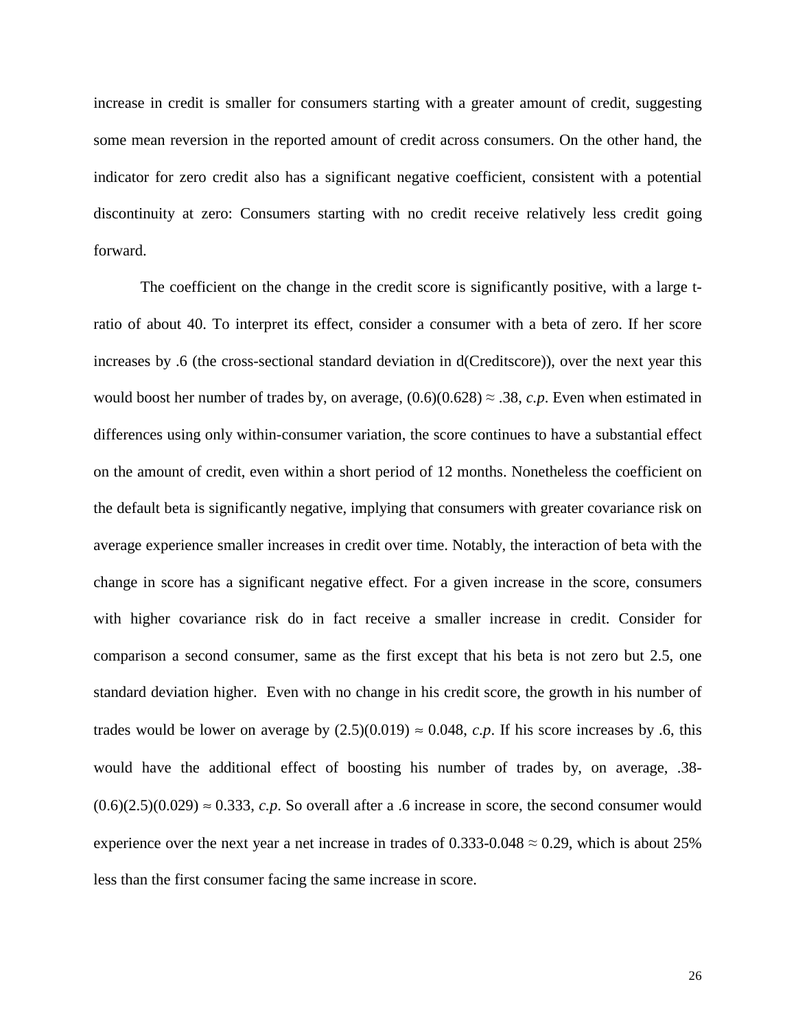increase in credit is smaller for consumers starting with a greater amount of credit, suggesting some mean reversion in the reported amount of credit across consumers. On the other hand, the indicator for zero credit also has a significant negative coefficient, consistent with a potential discontinuity at zero: Consumers starting with no credit receive relatively less credit going forward.

The coefficient on the change in the credit score is significantly positive, with a large t-ratio of about 40. To interpret its effect, consider a consumer with a beta of zero. If her score increases by .6 (the cross-sectional standard deviation in d(Creditscore)), over the next year this would boost her number of trades by, on average, $(0.6)(0.628) \approx .38$, *c.p*. Even when estimated in differences using only within-consumer variation, the score continues to have a substantial effect on the amount of credit, even within a short period of 12 months. Nonetheless the coefficient on the default beta is significantly negative, implying that consumers with greater covariance risk on average experience smaller increases in credit over time. Notably, the interaction of beta with the change in score has a significant negative effect. For a given increase in the score, consumers with higher covariance risk do in fact receive a smaller increase in credit. Consider for comparison a second consumer, same as the first except that his beta is not zero but 2.5, one standard deviation higher. Even with no change in his credit score, the growth in his number of trades would be lower on average by $(2.5)(0.019) \approx 0.048$, *c.p*. If his score increases by .6, this would have the additional effect of boosting his number of trades by, on average, $.38-(0.6)(2.5)(0.029) \approx 0.333$, *c.p*. So overall after a .6 increase in score, the second consumer would experience over the next year a net increase in trades of $0.333-0.048 \approx 0.29$, which is about 25% less than the first consumer facing the same increase in score.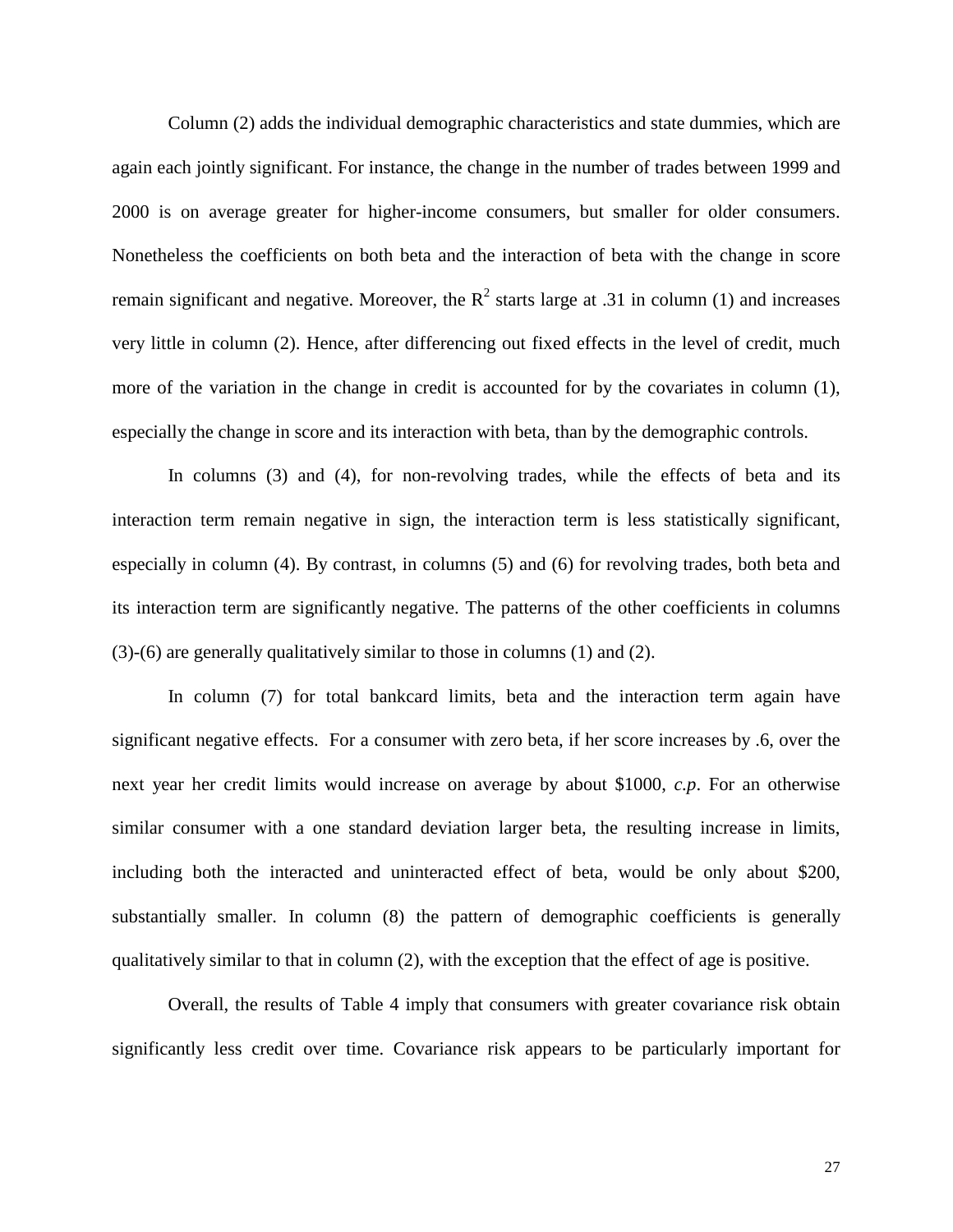Column (2) adds the individual demographic characteristics and state dummies, which are again each jointly significant. For instance, the change in the number of trades between 1999 and 2000 is on average greater for higher-income consumers, but smaller for older consumers. Nonetheless the coefficients on both beta and the interaction of beta with the change in score remain significant and negative. Moreover, the $R^2$ starts large at .31 in column (1) and increases very little in column (2). Hence, after differencing out fixed effects in the level of credit, much more of the variation in the change in credit is accounted for by the covariates in column (1), especially the change in score and its interaction with beta, than by the demographic controls.

In columns (3) and (4), for non-revolving trades, while the effects of beta and its interaction term remain negative in sign, the interaction term is less statistically significant, especially in column (4). By contrast, in columns (5) and (6) for revolving trades, both beta and its interaction term are significantly negative. The patterns of the other coefficients in columns (3)-(6) are generally qualitatively similar to those in columns (1) and (2).

In column (7) for total bankcard limits, beta and the interaction term again have significant negative effects. For a consumer with zero beta, if her score increases by .6, over the next year her credit limits would increase on average by about \$1000, *c.p*. For an otherwise similar consumer with a one standard deviation larger beta, the resulting increase in limits, including both the interacted and uninteracted effect of beta, would be only about \$200, substantially smaller. In column (8) the pattern of demographic coefficients is generally qualitatively similar to that in column (2), with the exception that the effect of age is positive.

Overall, the results of Table 4 imply that consumers with greater covariance risk obtain significantly less credit over time. Covariance risk appears to be particularly important for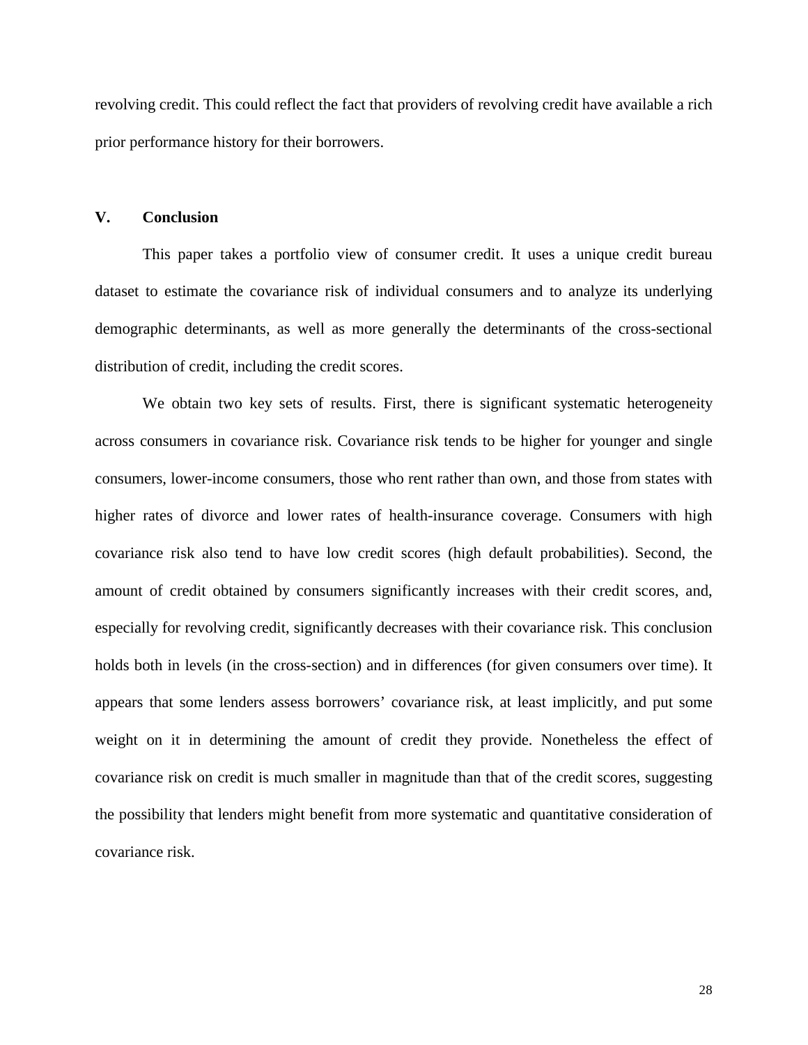revolving credit. This could reflect the fact that providers of revolving credit have available a rich prior performance history for their borrowers.

## V. Conclusion

This paper takes a portfolio view of consumer credit. It uses a unique credit bureau dataset to estimate the covariance risk of individual consumers and to analyze its underlying demographic determinants, as well as more generally the determinants of the cross-sectional distribution of credit, including the credit scores.

We obtain two key sets of results. First, there is significant systematic heterogeneity across consumers in covariance risk. Covariance risk tends to be higher for younger and single consumers, lower-income consumers, those who rent rather than own, and those from states with higher rates of divorce and lower rates of health-insurance coverage. Consumers with high covariance risk also tend to have low credit scores (high default probabilities). Second, the amount of credit obtained by consumers significantly increases with their credit scores, and, especially for revolving credit, significantly decreases with their covariance risk. This conclusion holds both in levels (in the cross-section) and in differences (for given consumers over time). It appears that some lenders assess borrowers' covariance risk, at least implicitly, and put some weight on it in determining the amount of credit they provide. Nonetheless the effect of covariance risk on credit is much smaller in magnitude than that of the credit scores, suggesting the possibility that lenders might benefit from more systematic and quantitative consideration of covariance risk.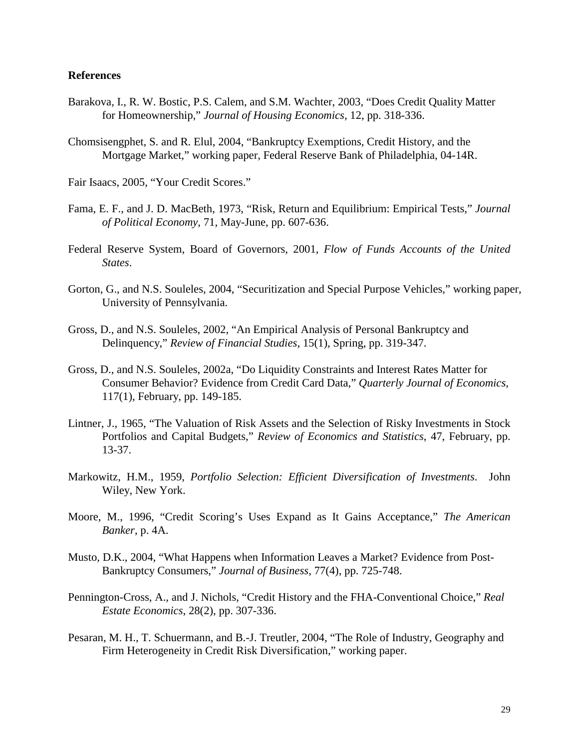**References**

Barakova, I., R. W. Bostic, P.S. Calem, and S.M. Wachter, 2003, "Does Credit Quality Matter for Homeownership," *Journal of Housing Economics*, 12, pp. 318-336.

Chomsisengphet, S. and R. Elul, 2004, "Bankruptcy Exemptions, Credit History, and the Mortgage Market," working paper, Federal Reserve Bank of Philadelphia, 04-14R.

Fair Isaacs, 2005, "Your Credit Scores."

Fama, E. F., and J. D. MacBeth, 1973, "Risk, Return and Equilibrium: Empirical Tests," *Journal of Political Economy*, 71, May-June, pp. 607-636.

Federal Reserve System, Board of Governors, 2001, *Flow of Funds Accounts of the United States*.

Gorton, G., and N.S. Souleles, 2004, "Securitization and Special Purpose Vehicles," working paper, University of Pennsylvania.

Gross, D., and N.S. Souleles, 2002, "An Empirical Analysis of Personal Bankruptcy and Delinquency," *Review of Financial Studies*, 15(1), Spring, pp. 319-347.

Gross, D., and N.S. Souleles, 2002a, "Do Liquidity Constraints and Interest Rates Matter for Consumer Behavior? Evidence from Credit Card Data," *Quarterly Journal of Economics*, 117(1), February, pp. 149-185.

Lintner, J., 1965, "The Valuation of Risk Assets and the Selection of Risky Investments in Stock Portfolios and Capital Budgets," *Review of Economics and Statistics*, 47, February, pp. 13-37.

Markowitz, H.M., 1959, *Portfolio Selection: Efficient Diversification of Investments*. John Wiley, New York.

Moore, M., 1996, "Credit Scoring's Uses Expand as It Gains Acceptance," *The American Banker*, p. 4A.

Musto, D.K., 2004, "What Happens when Information Leaves a Market? Evidence from Post-Bankruptcy Consumers," *Journal of Business*, 77(4), pp. 725-748.

Pennington-Cross, A., and J. Nichols, "Credit History and the FHA-Conventional Choice," *Real Estate Economics*, 28(2), pp. 307-336.

Pesaran, M. H., T. Schuermann, and B.-J. Treutler, 2004, "The Role of Industry, Geography and Firm Heterogeneity in Credit Risk Diversification," working paper.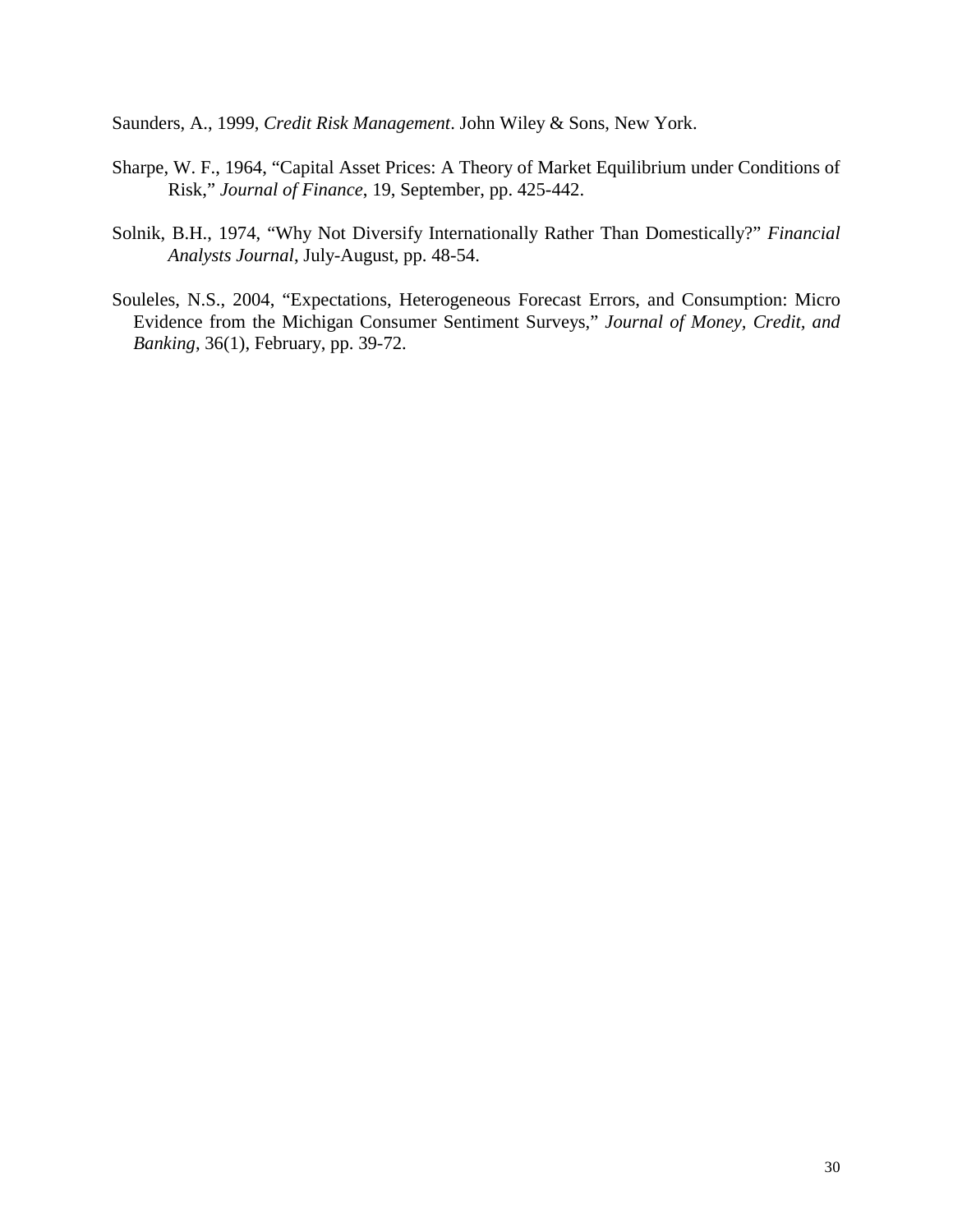Saunders, A., 1999, *Credit Risk Management*. John Wiley & Sons, New York.

Sharpe, W. F., 1964, "Capital Asset Prices: A Theory of Market Equilibrium under Conditions of Risk," *Journal of Finance*, 19, September, pp. 425-442.

Solnik, B.H., 1974, "Why Not Diversify Internationally Rather Than Domestically?" *Financial Analysts Journal*, July-August, pp. 48-54.

Souleles, N.S., 2004, "Expectations, Heterogeneous Forecast Errors, and Consumption: Micro Evidence from the Michigan Consumer Sentiment Surveys," *Journal of Money, Credit, and Banking*, 36(1), February, pp. 39-72.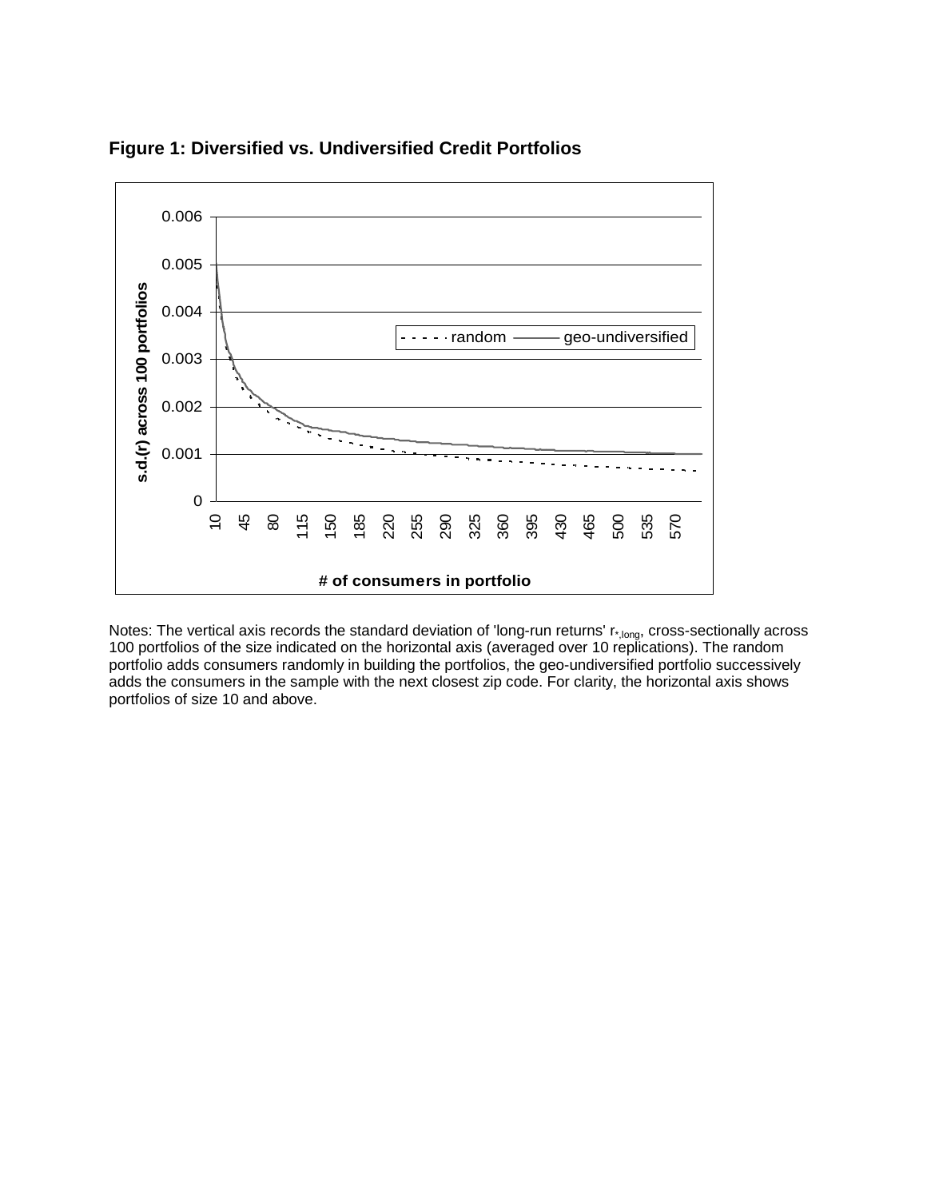**Figure 1: Diversified vs. Undiversified Credit Portfolios**

Notes: The vertical axis records the standard deviation of 'long-run returns' $r_{*,long}$, cross-sectionally across 100 portfolios of the size indicated on the horizontal axis (averaged over 10 replications). The random portfolio adds consumers randomly in building the portfolios, the geo-undiversified portfolio successively adds the consumers in the sample with the next closest zip code. For clarity, the horizontal axis shows portfolios of size 10 and above.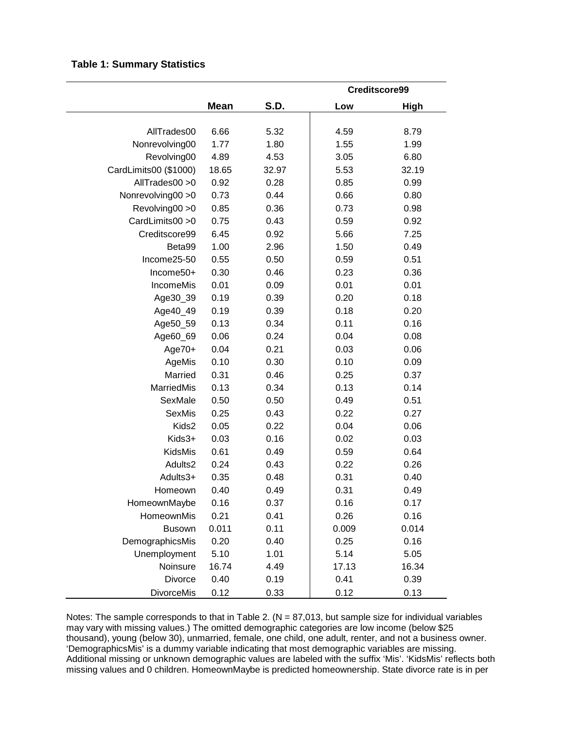**Table 1: Summary Statistics**

| | Mean | S.D. | Creditscore99 | |
|---|---|---|---|---|
| | | | Low | High |
| AllTrades00 | 6.66 | 5.32 | 4.59 | 8.79 |
| Nonrevolving00 | 1.77 | 1.80 | 1.55 | 1.99 |
| Revolving00 | 4.89 | 4.53 | 3.05 | 6.80 |
| CardLimits00 ($1000) | 18.65 | 32.97 | 5.53 | 32.19 |
| AllTrades00 >0 | 0.92 | 0.28 | 0.85 | 0.99 |
| Nonrevolving00 >0 | 0.73 | 0.44 | 0.66 | 0.80 |
| Revolving00 >0 | 0.85 | 0.36 | 0.73 | 0.98 |
| CardLimits00 >0 | 0.75 | 0.43 | 0.59 | 0.92 |
| Creditscore99 | 6.45 | 0.92 | 5.66 | 7.25 |
| Beta99 | 1.00 | 2.96 | 1.50 | 0.49 |
| Income25-50 | 0.55 | 0.50 | 0.59 | 0.51 |
| Income50+ | 0.30 | 0.46 | 0.23 | 0.36 |
| IncomeMis | 0.01 | 0.09 | 0.01 | 0.01 |
| Age30_39 | 0.19 | 0.39 | 0.20 | 0.18 |
| Age40_49 | 0.19 | 0.39 | 0.18 | 0.20 |
| Age50_59 | 0.13 | 0.34 | 0.11 | 0.16 |
| Age60_69 | 0.06 | 0.24 | 0.04 | 0.08 |
| Age70+ | 0.04 | 0.21 | 0.03 | 0.06 |
| AgeMis | 0.10 | 0.30 | 0.10 | 0.09 |
| Married | 0.31 | 0.46 | 0.25 | 0.37 |
| MarriedMis | 0.13 | 0.34 | 0.13 | 0.14 |
| SexMale | 0.50 | 0.50 | 0.49 | 0.51 |
| SexMis | 0.25 | 0.43 | 0.22 | 0.27 |
| Kids2 | 0.05 | 0.22 | 0.04 | 0.06 |
| Kids3+ | 0.03 | 0.16 | 0.02 | 0.03 |
| KidsMis | 0.61 | 0.49 | 0.59 | 0.64 |
| Adults2 | 0.24 | 0.43 | 0.22 | 0.26 |
| Adults3+ | 0.35 | 0.48 | 0.31 | 0.40 |
| Homeown | 0.40 | 0.49 | 0.31 | 0.49 |
| HomeownMaybe | 0.16 | 0.37 | 0.16 | 0.17 |
| HomeownMis | 0.21 | 0.41 | 0.26 | 0.16 |
| Busown | 0.011 | 0.11 | 0.009 | 0.014 |
| DemographicsMis | 0.20 | 0.40 | 0.25 | 0.16 |
| Unemployment | 5.10 | 1.01 | 5.14 | 5.05 |
| Noinsure | 16.74 | 4.49 | 17.13 | 16.34 |
| Divorce | 0.40 | 0.19 | 0.41 | 0.39 |
| DivorceMis | 0.12 | 0.33 | 0.12 | 0.13 |

Notes: The sample corresponds to that in Table 2. (N = 87,013, but sample size for individual variables may vary with missing values.) The omitted demographic categories are low income (below $25 thousand), young (below 30), unmarried, female, one child, one adult, renter, and not a business owner. 'DemographicsMis' is a dummy variable indicating that most demographic variables are missing. Additional missing or unknown demographic values are labeled with the suffix 'Mis'. 'KidsMis' reflects both missing values and 0 children. HomeownMaybe is predicted homeownership. State divorce rate is in per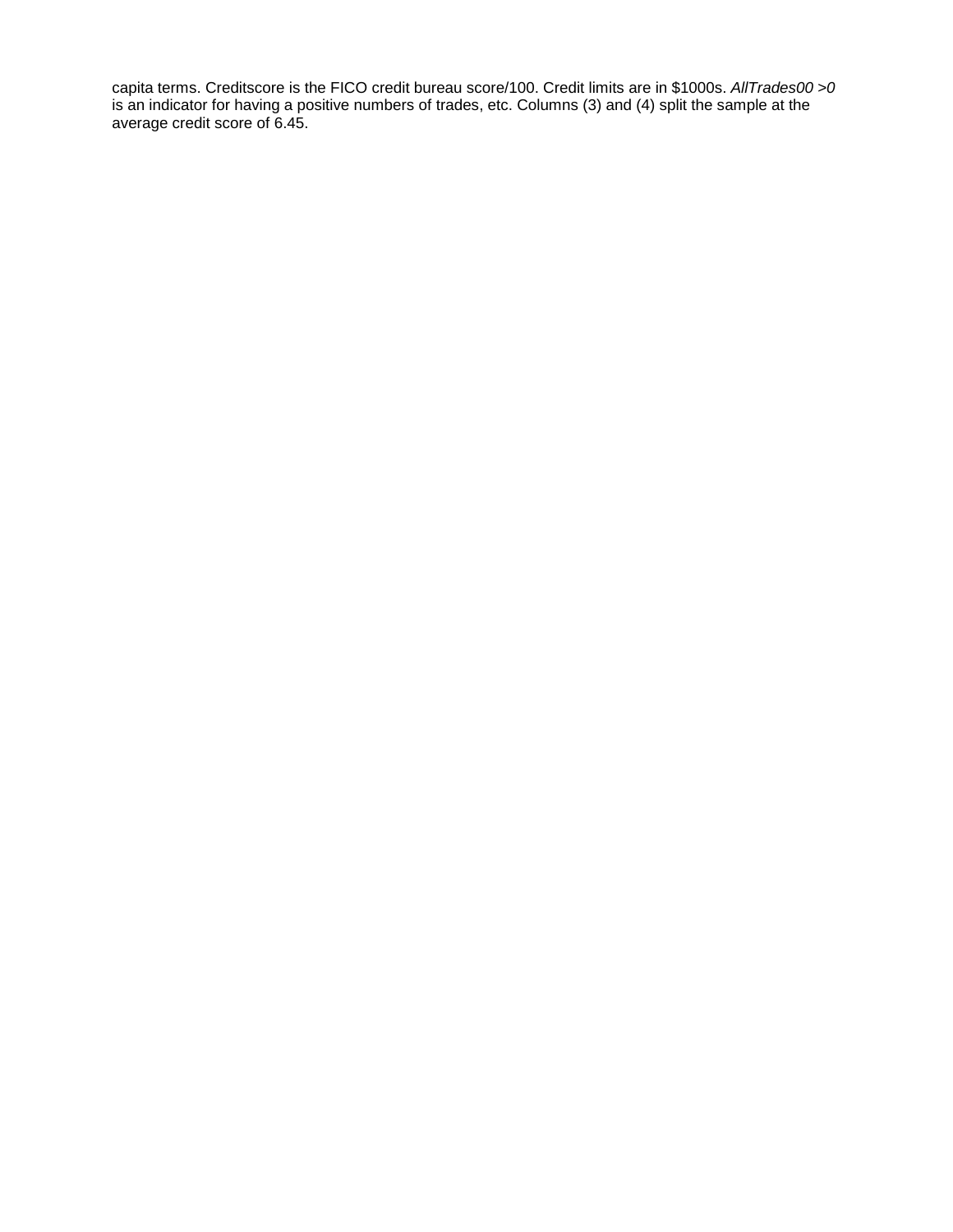capita terms. Creditscore is the FICO credit bureau score/100. Credit limits are in $1000s. *AllTrades00 >0* is an indicator for having a positive numbers of trades, etc. Columns (3) and (4) split the sample at the average credit score of 6.45.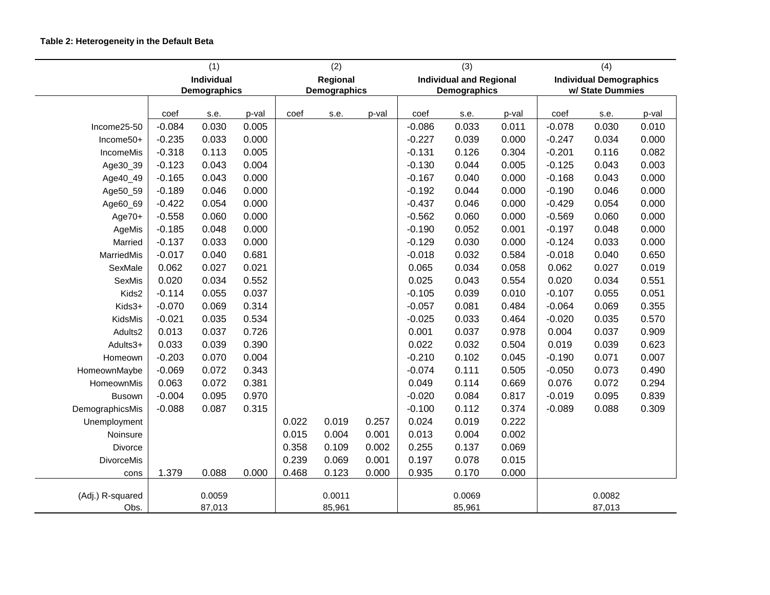**Table 2: Heterogeneity in the Default Beta**

| | (1) | | | (2) | | | (3) | | | (4) | | |
|---|---|---|---|---|---|---|---|---|---|---|---|---|
| | **Individual Demographics** | | | **Regional Demographics** | | | **Individual and Regional Demographics** | | | **Individual Demographics w/ State Dummies** | | |
| | coef | s.e. | p-val | coef | s.e. | p-val | coef | s.e. | p-val | coef | s.e. | p-val |
| Income25-50 | -0.084 | 0.030 | 0.005 | | | | -0.086 | 0.033 | 0.011 | -0.078 | 0.030 | 0.010 |
| Income50+ | -0.235 | 0.033 | 0.000 | | | | -0.227 | 0.039 | 0.000 | -0.247 | 0.034 | 0.000 |
| IncomeMis | -0.318 | 0.113 | 0.005 | | | | -0.131 | 0.126 | 0.304 | -0.201 | 0.116 | 0.082 |
| Age30_39 | -0.123 | 0.043 | 0.004 | | | | -0.130 | 0.044 | 0.005 | -0.125 | 0.043 | 0.003 |
| Age40_49 | -0.165 | 0.043 | 0.000 | | | | -0.167 | 0.040 | 0.000 | -0.168 | 0.043 | 0.000 |
| Age50_59 | -0.189 | 0.046 | 0.000 | | | | -0.192 | 0.044 | 0.000 | -0.190 | 0.046 | 0.000 |
| Age60_69 | -0.422 | 0.054 | 0.000 | | | | -0.437 | 0.046 | 0.000 | -0.429 | 0.054 | 0.000 |
| Age70+ | -0.558 | 0.060 | 0.000 | | | | -0.562 | 0.060 | 0.000 | -0.569 | 0.060 | 0.000 |
| AgeMis | -0.185 | 0.048 | 0.000 | | | | -0.190 | 0.052 | 0.001 | -0.197 | 0.048 | 0.000 |
| Married | -0.137 | 0.033 | 0.000 | | | | -0.129 | 0.030 | 0.000 | -0.124 | 0.033 | 0.000 |
| MarriedMis | -0.017 | 0.040 | 0.681 | | | | -0.018 | 0.032 | 0.584 | -0.018 | 0.040 | 0.650 |
| SexMale | 0.062 | 0.027 | 0.021 | | | | 0.065 | 0.034 | 0.058 | 0.062 | 0.027 | 0.019 |
| SexMis | 0.020 | 0.034 | 0.552 | | | | 0.025 | 0.043 | 0.554 | 0.020 | 0.034 | 0.551 |
| Kids2 | -0.114 | 0.055 | 0.037 | | | | -0.105 | 0.039 | 0.010 | -0.107 | 0.055 | 0.051 |
| Kids3+ | -0.070 | 0.069 | 0.314 | | | | -0.057 | 0.081 | 0.484 | -0.064 | 0.069 | 0.355 |
| KidsMis | -0.021 | 0.035 | 0.534 | | | | -0.025 | 0.033 | 0.464 | -0.020 | 0.035 | 0.570 |
| Adults2 | 0.013 | 0.037 | 0.726 | | | | 0.001 | 0.037 | 0.978 | 0.004 | 0.037 | 0.909 |
| Adults3+ | 0.033 | 0.039 | 0.390 | | | | 0.022 | 0.032 | 0.504 | 0.019 | 0.039 | 0.623 |
| Homeown | -0.203 | 0.070 | 0.004 | | | | -0.210 | 0.102 | 0.045 | -0.190 | 0.071 | 0.007 |
| HomeownMaybe | -0.069 | 0.072 | 0.343 | | | | -0.074 | 0.111 | 0.505 | -0.050 | 0.073 | 0.490 |
| HomeownMis | 0.063 | 0.072 | 0.381 | | | | 0.049 | 0.114 | 0.669 | 0.076 | 0.072 | 0.294 |
| Busown | -0.004 | 0.095 | 0.970 | | | | -0.020 | 0.084 | 0.817 | -0.019 | 0.095 | 0.839 |
| DemographicsMis | -0.088 | 0.087 | 0.315 | | | | -0.100 | 0.112 | 0.374 | -0.089 | 0.088 | 0.309 |
| Unemployment | | | | 0.022 | 0.019 | 0.257 | 0.024 | 0.019 | 0.222 | | | |
| Noinsure | | | | 0.015 | 0.004 | 0.001 | 0.013 | 0.004 | 0.002 | | | |
| Divorce | | | | 0.358 | 0.109 | 0.002 | 0.255 | 0.137 | 0.069 | | | |
| DivorceMis | | | | 0.239 | 0.069 | 0.001 | 0.197 | 0.078 | 0.015 | | | |
| cons | 1.379 | 0.088 | 0.000 | 0.468 | 0.123 | 0.000 | 0.935 | 0.170 | 0.000 | | | |
| (Adj.) R-squared | | 0.0059 | | | 0.0011 | | | 0.0069 | | | 0.0082 | |
| Obs. | | 87,013 | | | 85,961 | | | 85,961 | | | 87,013 | |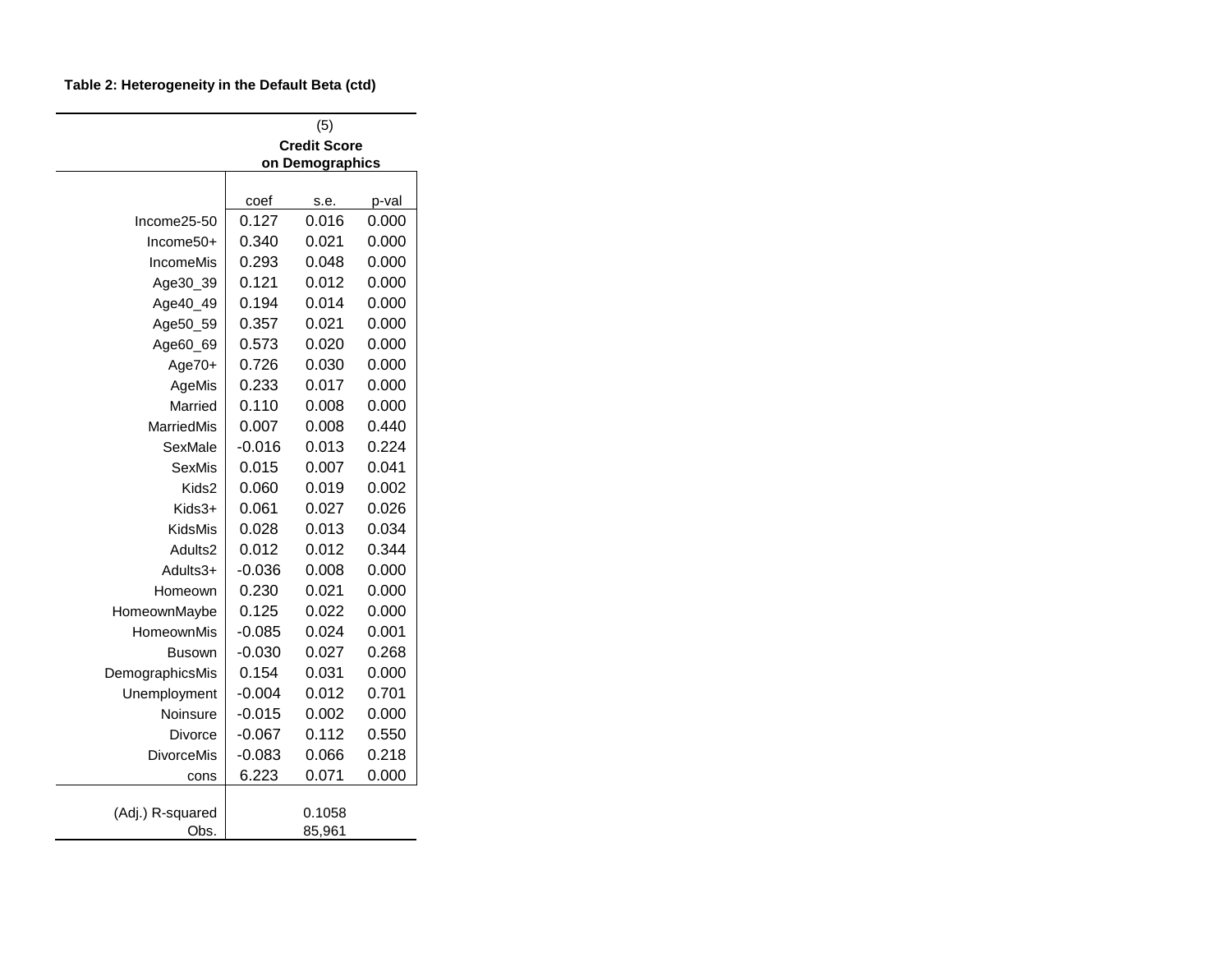**Table 2: Heterogeneity in the Default Beta (ctd)**

| | (5) Credit Score on Demographics | | |
|---|---|---|---|
| | coef | s.e. | p-val |
| Income25-50 | 0.127 | 0.016 | 0.000 |
| Income50+ | 0.340 | 0.021 | 0.000 |
| IncomeMis | 0.293 | 0.048 | 0.000 |
| Age30_39 | 0.121 | 0.012 | 0.000 |
| Age40_49 | 0.194 | 0.014 | 0.000 |
| Age50_59 | 0.357 | 0.021 | 0.000 |
| Age60_69 | 0.573 | 0.020 | 0.000 |
| Age70+ | 0.726 | 0.030 | 0.000 |
| AgeMis | 0.233 | 0.017 | 0.000 |
| Married | 0.110 | 0.008 | 0.000 |
| MarriedMis | 0.007 | 0.008 | 0.440 |
| SexMale | -0.016 | 0.013 | 0.224 |
| SexMis | 0.015 | 0.007 | 0.041 |
| Kids2 | 0.060 | 0.019 | 0.002 |
| Kids3+ | 0.061 | 0.027 | 0.026 |
| KidsMis | 0.028 | 0.013 | 0.034 |
| Adults2 | 0.012 | 0.012 | 0.344 |
| Adults3+ | -0.036 | 0.008 | 0.000 |
| Homeown | 0.230 | 0.021 | 0.000 |
| HomeownMaybe | 0.125 | 0.022 | 0.000 |
| HomeownMis | -0.085 | 0.024 | 0.001 |
| Busown | -0.030 | 0.027 | 0.268 |
| DemographicsMis | 0.154 | 0.031 | 0.000 |
| Unemployment | -0.004 | 0.012 | 0.701 |
| Noinsure | -0.015 | 0.002 | 0.000 |
| Divorce | -0.067 | 0.112 | 0.550 |
| DivorceMis | -0.083 | 0.066 | 0.218 |
| cons | 6.223 | 0.071 | 0.000 |
| (Adj.) R-squared | | 0.1058 | |
| Obs. | | 85,961 | |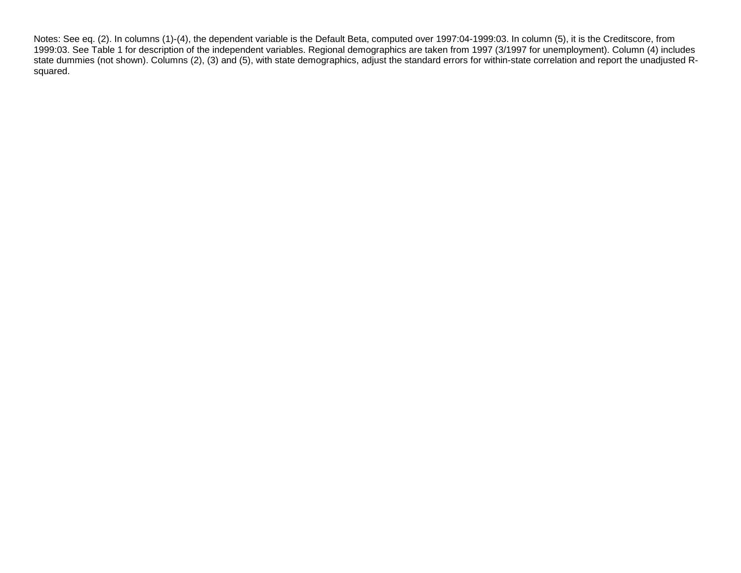Notes: See eq. (2). In columns (1)-(4), the dependent variable is the Default Beta, computed over 1997:04-1999:03. In column (5), it is the Creditscore, from 1999:03. See Table 1 for description of the independent variables. Regional demographics are taken from 1997 (3/1997 for unemployment). Column (4) includes state dummies (not shown). Columns (2), (3) and (5), with state demographics, adjust the standard errors for within-state correlation and report the unadjusted R-squared.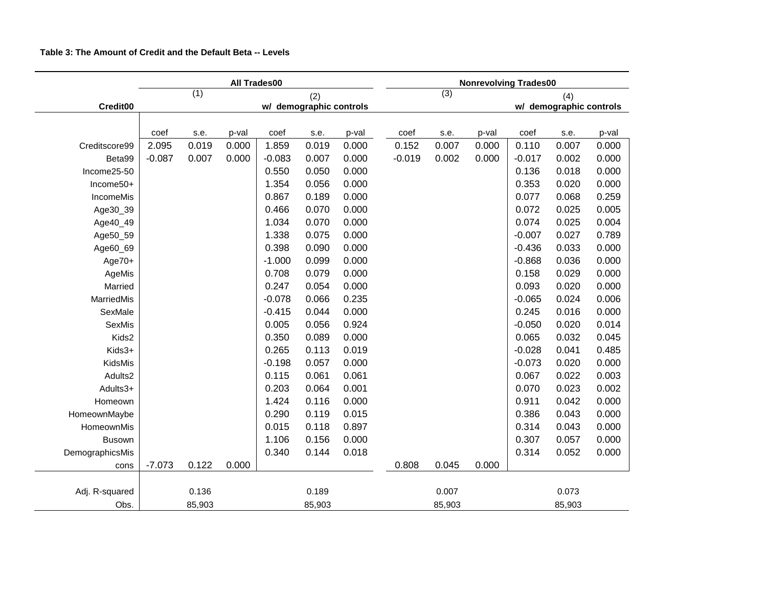**Table 3: The Amount of Credit and the Default Beta -- Levels**

| Credit00 | All Trades00 | | | | | | Nonrevolving Trades00 | | | | | |
|---|---|---|---|---|---|---|---|---|---|---|---|---|
| | (1) | | | (2) w/ demographic controls | | | (3) | | | (4) w/ demographic controls | | |
| | coef | s.e. | p-val | coef | s.e. | p-val | coef | s.e. | p-val | coef | s.e. | p-val |
| Creditscore99 | 2.095 | 0.019 | 0.000 | 1.859 | 0.019 | 0.000 | 0.152 | 0.007 | 0.000 | 0.110 | 0.007 | 0.000 |
| Beta99 | -0.087 | 0.007 | 0.000 | -0.083 | 0.007 | 0.000 | -0.019 | 0.002 | 0.000 | -0.017 | 0.002 | 0.000 |
| Income25-50 | | | | 0.550 | 0.050 | 0.000 | | | | 0.136 | 0.018 | 0.000 |
| Income50+ | | | | 1.354 | 0.056 | 0.000 | | | | 0.353 | 0.020 | 0.000 |
| IncomeMis | | | | 0.867 | 0.189 | 0.000 | | | | 0.077 | 0.068 | 0.259 |
| Age30_39 | | | | 0.466 | 0.070 | 0.000 | | | | 0.072 | 0.025 | 0.005 |
| Age40_49 | | | | 1.034 | 0.070 | 0.000 | | | | 0.074 | 0.025 | 0.004 |
| Age50_59 | | | | 1.338 | 0.075 | 0.000 | | | | -0.007 | 0.027 | 0.789 |
| Age60_69 | | | | 0.398 | 0.090 | 0.000 | | | | -0.436 | 0.033 | 0.000 |
| Age70+ | | | | -1.000 | 0.099 | 0.000 | | | | -0.868 | 0.036 | 0.000 |
| AgeMis | | | | 0.708 | 0.079 | 0.000 | | | | 0.158 | 0.029 | 0.000 |
| Married | | | | 0.247 | 0.054 | 0.000 | | | | 0.093 | 0.020 | 0.000 |
| MarriedMis | | | | -0.078 | 0.066 | 0.235 | | | | -0.065 | 0.024 | 0.006 |
| SexMale | | | | -0.415 | 0.044 | 0.000 | | | | 0.245 | 0.016 | 0.000 |
| SexMis | | | | 0.005 | 0.056 | 0.924 | | | | -0.050 | 0.020 | 0.014 |
| Kids2 | | | | 0.350 | 0.089 | 0.000 | | | | 0.065 | 0.032 | 0.045 |
| Kids3+ | | | | 0.265 | 0.113 | 0.019 | | | | -0.028 | 0.041 | 0.485 |
| KidsMis | | | | -0.198 | 0.057 | 0.000 | | | | -0.073 | 0.020 | 0.000 |
| Adults2 | | | | 0.115 | 0.061 | 0.061 | | | | 0.067 | 0.022 | 0.003 |
| Adults3+ | | | | 0.203 | 0.064 | 0.001 | | | | 0.070 | 0.023 | 0.002 |
| Homeown | | | | 1.424 | 0.116 | 0.000 | | | | 0.911 | 0.042 | 0.000 |
| HomeownMaybe | | | | 0.290 | 0.119 | 0.015 | | | | 0.386 | 0.043 | 0.000 |
| HomeownMis | | | | 0.015 | 0.118 | 0.897 | | | | 0.314 | 0.043 | 0.000 |
| Busown | | | | 1.106 | 0.156 | 0.000 | | | | 0.307 | 0.057 | 0.000 |
| DemographicsMis | | | | 0.340 | 0.144 | 0.018 | | | | 0.314 | 0.052 | 0.000 |
| cons | -7.073 | 0.122 | 0.000 | | | | 0.808 | 0.045 | 0.000 | | | |
| Adj. R-squared | | 0.136 | | | 0.189 | | | 0.007 | | | 0.073 | |
| Obs. | | 85,903 | | | 85,903 | | | 85,903 | | | 85,903 | |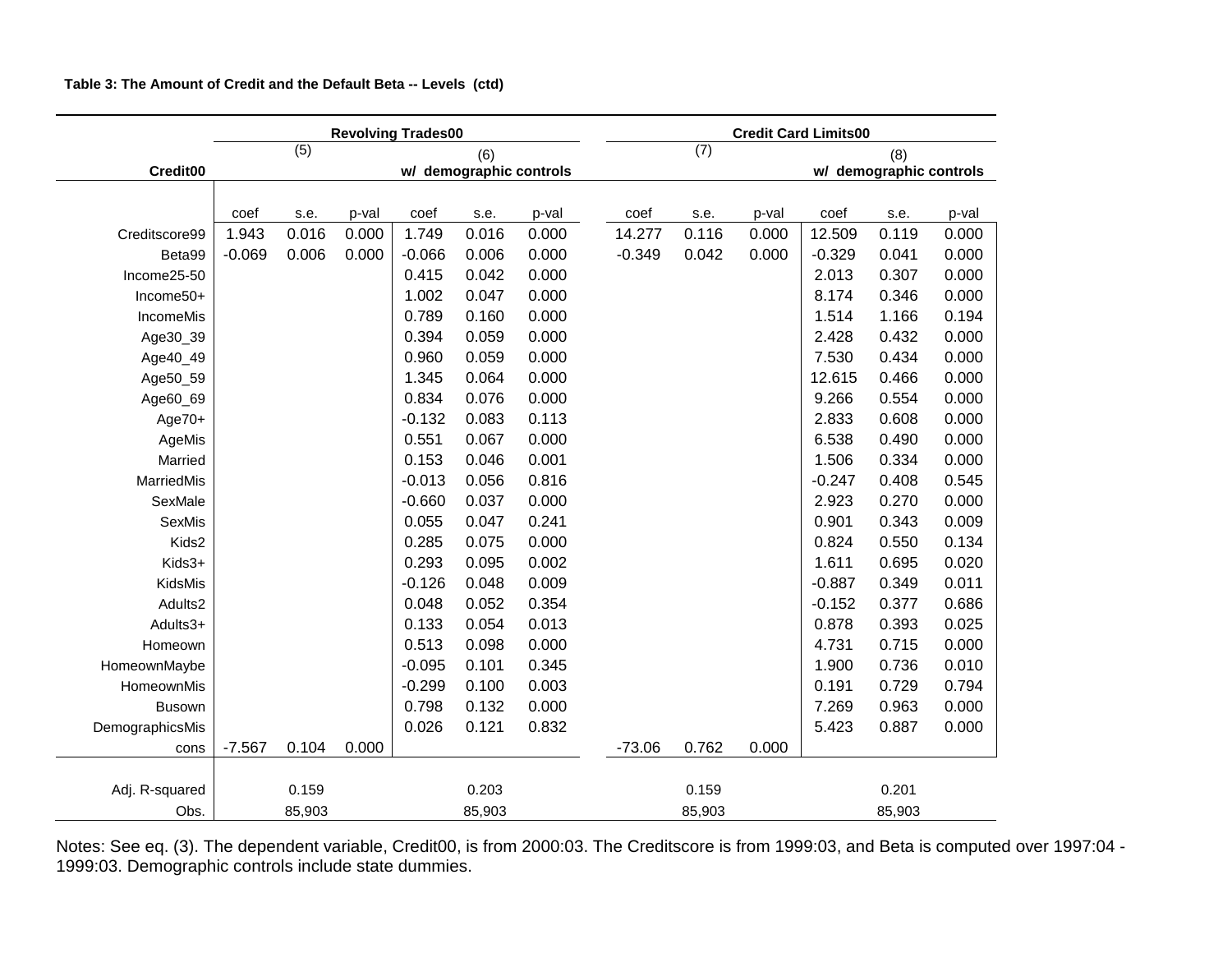**Table 3: The Amount of Credit and the Default Beta -- Levels (ctd)**

| Credit00 | Revolving Trades00 | | | | | | Credit Card Limits00 | | | | | |
|---|---|---|---|---|---|---|---|---|---|---|---|---|
| | (5) | | | (6) w/ demographic controls | | | (7) | | | (8) w/ demographic controls | | |
| | coef | s.e. | p-val | coef | s.e. | p-val | coef | s.e. | p-val | coef | s.e. | p-val |
| Creditscore99 | 1.943 | 0.016 | 0.000 | 1.749 | 0.016 | 0.000 | 14.277 | 0.116 | 0.000 | 12.509 | 0.119 | 0.000 |
| Beta99 | -0.069 | 0.006 | 0.000 | -0.066 | 0.006 | 0.000 | -0.349 | 0.042 | 0.000 | -0.329 | 0.041 | 0.000 |
| Income25-50 | | | | 0.415 | 0.042 | 0.000 | | | | 2.013 | 0.307 | 0.000 |
| Income50+ | | | | 1.002 | 0.047 | 0.000 | | | | 8.174 | 0.346 | 0.000 |
| IncomeMis | | | | 0.789 | 0.160 | 0.000 | | | | 1.514 | 1.166 | 0.194 |
| Age30_39 | | | | 0.394 | 0.059 | 0.000 | | | | 2.428 | 0.432 | 0.000 |
| Age40_49 | | | | 0.960 | 0.059 | 0.000 | | | | 7.530 | 0.434 | 0.000 |
| Age50_59 | | | | 1.345 | 0.064 | 0.000 | | | | 12.615 | 0.466 | 0.000 |
| Age60_69 | | | | 0.834 | 0.076 | 0.000 | | | | 9.266 | 0.554 | 0.000 |
| Age70+ | | | | -0.132 | 0.083 | 0.113 | | | | 2.833 | 0.608 | 0.000 |
| AgeMis | | | | 0.551 | 0.067 | 0.000 | | | | 6.538 | 0.490 | 0.000 |
| Married | | | | 0.153 | 0.046 | 0.001 | | | | 1.506 | 0.334 | 0.000 |
| MarriedMis | | | | -0.013 | 0.056 | 0.816 | | | | -0.247 | 0.408 | 0.545 |
| SexMale | | | | -0.660 | 0.037 | 0.000 | | | | 2.923 | 0.270 | 0.000 |
| SexMis | | | | 0.055 | 0.047 | 0.241 | | | | 0.901 | 0.343 | 0.009 |
| Kids2 | | | | 0.285 | 0.075 | 0.000 | | | | 0.824 | 0.550 | 0.134 |
| Kids3+ | | | | 0.293 | 0.095 | 0.002 | | | | 1.611 | 0.695 | 0.020 |
| KidsMis | | | | -0.126 | 0.048 | 0.009 | | | | -0.887 | 0.349 | 0.011 |
| Adults2 | | | | 0.048 | 0.052 | 0.354 | | | | -0.152 | 0.377 | 0.686 |
| Adults3+ | | | | 0.133 | 0.054 | 0.013 | | | | 0.878 | 0.393 | 0.025 |
| Homeown | | | | 0.513 | 0.098 | 0.000 | | | | 4.731 | 0.715 | 0.000 |
| HomeownMaybe | | | | -0.095 | 0.101 | 0.345 | | | | 1.900 | 0.736 | 0.010 |
| HomeownMis | | | | -0.299 | 0.100 | 0.003 | | | | 0.191 | 0.729 | 0.794 |
| Busown | | | | 0.798 | 0.132 | 0.000 | | | | 7.269 | 0.963 | 0.000 |
| DemographicsMis | | | | 0.026 | 0.121 | 0.832 | | | | 5.423 | 0.887 | 0.000 |
| cons | -7.567 | 0.104 | 0.000 | | | | -73.06 | 0.762 | 0.000 | | | |
| Adj. R-squared | | 0.159 | | | 0.203 | | | 0.159 | | | 0.201 | |
| Obs. | | 85,903 | | | 85,903 | | | 85,903 | | | 85,903 | |

Notes: See eq. (3). The dependent variable, Credit00, is from 2000:03. The Creditscore is from 1999:03, and Beta is computed over 1997:04 - 1999:03. Demographic controls include state dummies.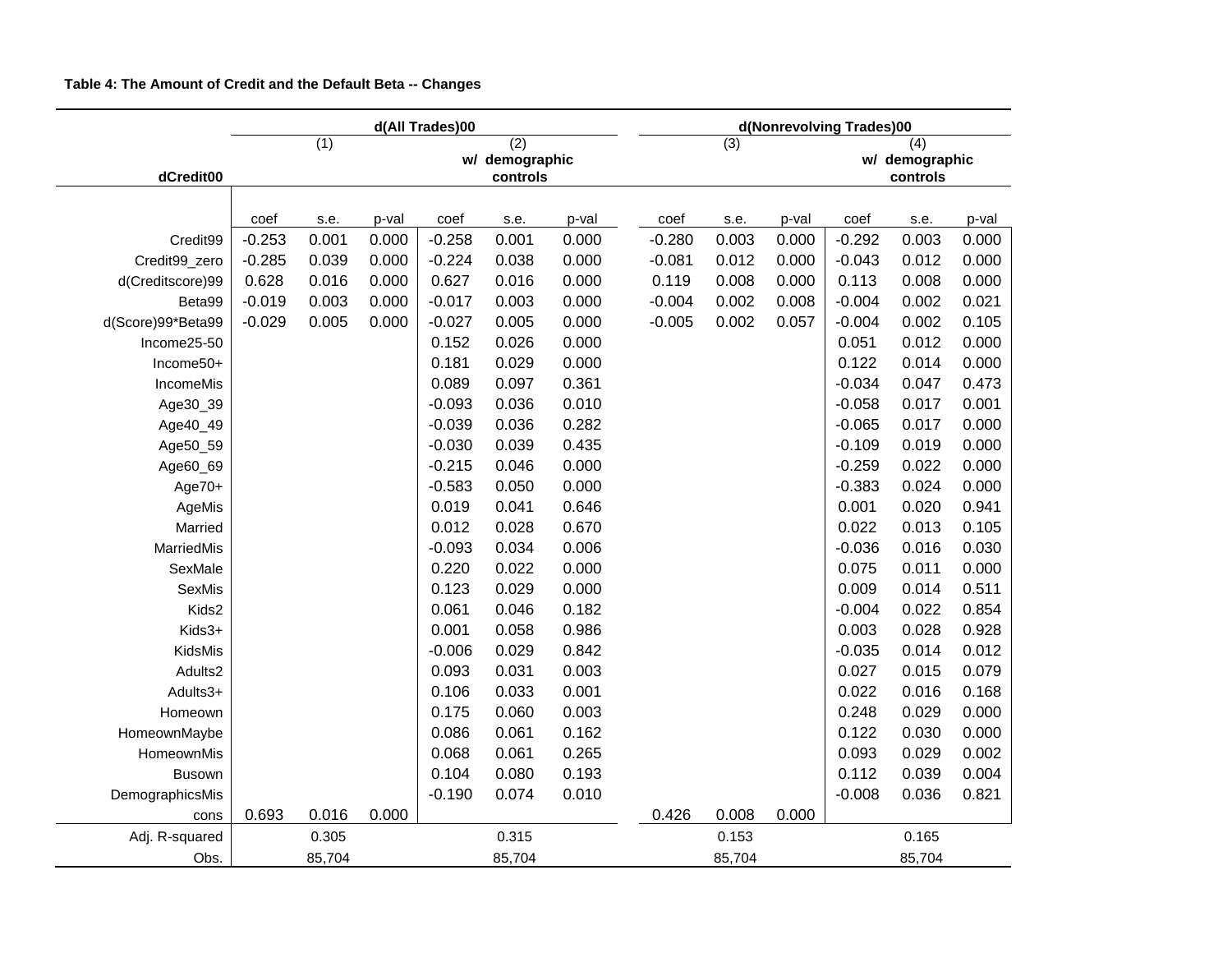**Table 4: The Amount of Credit and the Default Beta -- Changes**

| dCredit00 | d(All Trades)00 | | | | | | d(Nonrevolving Trades)00 | | | | | |
|---|---|---|---|---|---|---|---|---|---|---|---|---|
| | (1) | | | (2) w/ demographic controls | | | (3) | | | (4) w/ demographic controls | | |
| | coef | s.e. | p-val | coef | s.e. | p-val | coef | s.e. | p-val | coef | s.e. | p-val |
| Credit99 | -0.253 | 0.001 | 0.000 | -0.258 | 0.001 | 0.000 | -0.280 | 0.003 | 0.000 | -0.292 | 0.003 | 0.000 |
| Credit99_zero | -0.285 | 0.039 | 0.000 | -0.224 | 0.038 | 0.000 | -0.081 | 0.012 | 0.000 | -0.043 | 0.012 | 0.000 |
| d(Creditscore)99 | 0.628 | 0.016 | 0.000 | 0.627 | 0.016 | 0.000 | 0.119 | 0.008 | 0.000 | 0.113 | 0.008 | 0.000 |
| Beta99 | -0.019 | 0.003 | 0.000 | -0.017 | 0.003 | 0.000 | -0.004 | 0.002 | 0.008 | -0.004 | 0.002 | 0.021 |
| d(Score)99*Beta99 | -0.029 | 0.005 | 0.000 | -0.027 | 0.005 | 0.000 | -0.005 | 0.002 | 0.057 | -0.004 | 0.002 | 0.105 |
| Income25-50 | | | | 0.152 | 0.026 | 0.000 | | | | 0.051 | 0.012 | 0.000 |
| Income50+ | | | | 0.181 | 0.029 | 0.000 | | | | 0.122 | 0.014 | 0.000 |
| IncomeMis | | | | 0.089 | 0.097 | 0.361 | | | | -0.034 | 0.047 | 0.473 |
| Age30_39 | | | | -0.093 | 0.036 | 0.010 | | | | -0.058 | 0.017 | 0.001 |
| Age40_49 | | | | -0.039 | 0.036 | 0.282 | | | | -0.065 | 0.017 | 0.000 |
| Age50_59 | | | | -0.030 | 0.039 | 0.435 | | | | -0.109 | 0.019 | 0.000 |
| Age60_69 | | | | -0.215 | 0.046 | 0.000 | | | | -0.259 | 0.022 | 0.000 |
| Age70+ | | | | -0.583 | 0.050 | 0.000 | | | | -0.383 | 0.024 | 0.000 |
| AgeMis | | | | 0.019 | 0.041 | 0.646 | | | | 0.001 | 0.020 | 0.941 |
| Married | | | | 0.012 | 0.028 | 0.670 | | | | 0.022 | 0.013 | 0.105 |
| MarriedMis | | | | -0.093 | 0.034 | 0.006 | | | | -0.036 | 0.016 | 0.030 |
| SexMale | | | | 0.220 | 0.022 | 0.000 | | | | 0.075 | 0.011 | 0.000 |
| SexMis | | | | 0.123 | 0.029 | 0.000 | | | | 0.009 | 0.014 | 0.511 |
| Kids2 | | | | 0.061 | 0.046 | 0.182 | | | | -0.004 | 0.022 | 0.854 |
| Kids3+ | | | | 0.001 | 0.058 | 0.986 | | | | 0.003 | 0.028 | 0.928 |
| KidsMis | | | | -0.006 | 0.029 | 0.842 | | | | -0.035 | 0.014 | 0.012 |
| Adults2 | | | | 0.093 | 0.031 | 0.003 | | | | 0.027 | 0.015 | 0.079 |
| Adults3+ | | | | 0.106 | 0.033 | 0.001 | | | | 0.022 | 0.016 | 0.168 |
| Homeown | | | | 0.175 | 0.060 | 0.003 | | | | 0.248 | 0.029 | 0.000 |
| HomeownMaybe | | | | 0.086 | 0.061 | 0.162 | | | | 0.122 | 0.030 | 0.000 |
| HomeownMis | | | | 0.068 | 0.061 | 0.265 | | | | 0.093 | 0.029 | 0.002 |
| Busown | | | | 0.104 | 0.080 | 0.193 | | | | 0.112 | 0.039 | 0.004 |
| DemographicsMis | | | | -0.190 | 0.074 | 0.010 | | | | -0.008 | 0.036 | 0.821 |
| cons | 0.693 | 0.016 | 0.000 | | | | 0.426 | 0.008 | 0.000 | | | |
| Adj. R-squared | | 0.305 | | | 0.315 | | | 0.153 | | | 0.165 | |
| Obs. | | 85,704 | | | 85,704 | | | 85,704 | | | 85,704 | |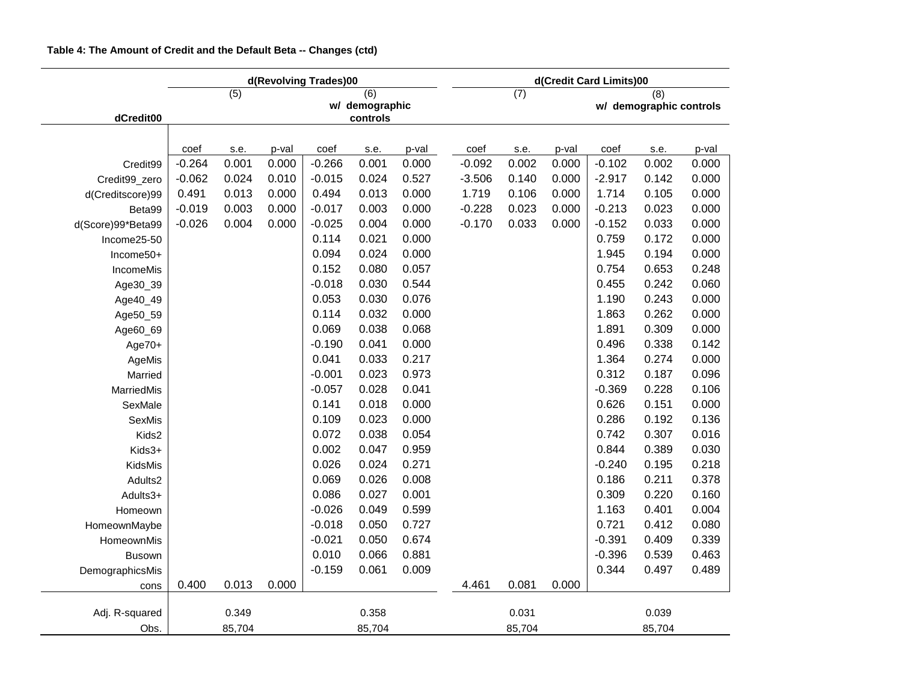**Table 4: The Amount of Credit and the Default Beta -- Changes (ctd)**

| dCredit00 | d(Revolving Trades)00 | | | | | | d(Credit Card Limits)00 | | | | | |
|---|---|---|---|---|---|---|---|---|---|---|---|---|
| | (5) | | | (6) w/ demographic controls | | | (7) | | | (8) w/ demographic controls | | |
| | coef | s.e. | p-val | coef | s.e. | p-val | coef | s.e. | p-val | coef | s.e. | p-val |
| Credit99 | -0.264 | 0.001 | 0.000 | -0.266 | 0.001 | 0.000 | -0.092 | 0.002 | 0.000 | -0.102 | 0.002 | 0.000 |
| Credit99_zero | -0.062 | 0.024 | 0.010 | -0.015 | 0.024 | 0.527 | -3.506 | 0.140 | 0.000 | -2.917 | 0.142 | 0.000 |
| d(Creditscore)99 | 0.491 | 0.013 | 0.000 | 0.494 | 0.013 | 0.000 | 1.719 | 0.106 | 0.000 | 1.714 | 0.105 | 0.000 |
| Beta99 | -0.019 | 0.003 | 0.000 | -0.017 | 0.003 | 0.000 | -0.228 | 0.023 | 0.000 | -0.213 | 0.023 | 0.000 |
| d(Score)99*Beta99 | -0.026 | 0.004 | 0.000 | -0.025 | 0.004 | 0.000 | -0.170 | 0.033 | 0.000 | -0.152 | 0.033 | 0.000 |
| Income25-50 | | | | 0.114 | 0.021 | 0.000 | | | | 0.759 | 0.172 | 0.000 |
| Income50+ | | | | 0.094 | 0.024 | 0.000 | | | | 1.945 | 0.194 | 0.000 |
| IncomeMis | | | | 0.152 | 0.080 | 0.057 | | | | 0.754 | 0.653 | 0.248 |
| Age30_39 | | | | -0.018 | 0.030 | 0.544 | | | | 0.455 | 0.242 | 0.060 |
| Age40_49 | | | | 0.053 | 0.030 | 0.076 | | | | 1.190 | 0.243 | 0.000 |
| Age50_59 | | | | 0.114 | 0.032 | 0.000 | | | | 1.863 | 0.262 | 0.000 |
| Age60_69 | | | | 0.069 | 0.038 | 0.068 | | | | 1.891 | 0.309 | 0.000 |
| Age70+ | | | | -0.190 | 0.041 | 0.000 | | | | 0.496 | 0.338 | 0.142 |
| AgeMis | | | | 0.041 | 0.033 | 0.217 | | | | 1.364 | 0.274 | 0.000 |
| Married | | | | -0.001 | 0.023 | 0.973 | | | | 0.312 | 0.187 | 0.096 |
| MarriedMis | | | | -0.057 | 0.028 | 0.041 | | | | -0.369 | 0.228 | 0.106 |
| SexMale | | | | 0.141 | 0.018 | 0.000 | | | | 0.626 | 0.151 | 0.000 |
| SexMis | | | | 0.109 | 0.023 | 0.000 | | | | 0.286 | 0.192 | 0.136 |
| Kids2 | | | | 0.072 | 0.038 | 0.054 | | | | 0.742 | 0.307 | 0.016 |
| Kids3+ | | | | 0.002 | 0.047 | 0.959 | | | | 0.844 | 0.389 | 0.030 |
| KidsMis | | | | 0.026 | 0.024 | 0.271 | | | | -0.240 | 0.195 | 0.218 |
| Adults2 | | | | 0.069 | 0.026 | 0.008 | | | | 0.186 | 0.211 | 0.378 |
| Adults3+ | | | | 0.086 | 0.027 | 0.001 | | | | 0.309 | 0.220 | 0.160 |
| Homeown | | | | -0.026 | 0.049 | 0.599 | | | | 1.163 | 0.401 | 0.004 |
| HomeownMaybe | | | | -0.018 | 0.050 | 0.727 | | | | 0.721 | 0.412 | 0.080 |
| HomeownMis | | | | -0.021 | 0.050 | 0.674 | | | | -0.391 | 0.409 | 0.339 |
| Busown | | | | 0.010 | 0.066 | 0.881 | | | | -0.396 | 0.539 | 0.463 |
| DemographicsMis | | | | -0.159 | 0.061 | 0.009 | | | | 0.344 | 0.497 | 0.489 |
| cons | 0.400 | 0.013 | 0.000 | | | | 4.461 | 0.081 | 0.000 | | | |
| Adj. R-squared | | 0.349 | | | 0.358 | | | 0.031 | | | 0.039 | |
| Obs. | | 85,704 | | | 85,704 | | | 85,704 | | | 85,704 | |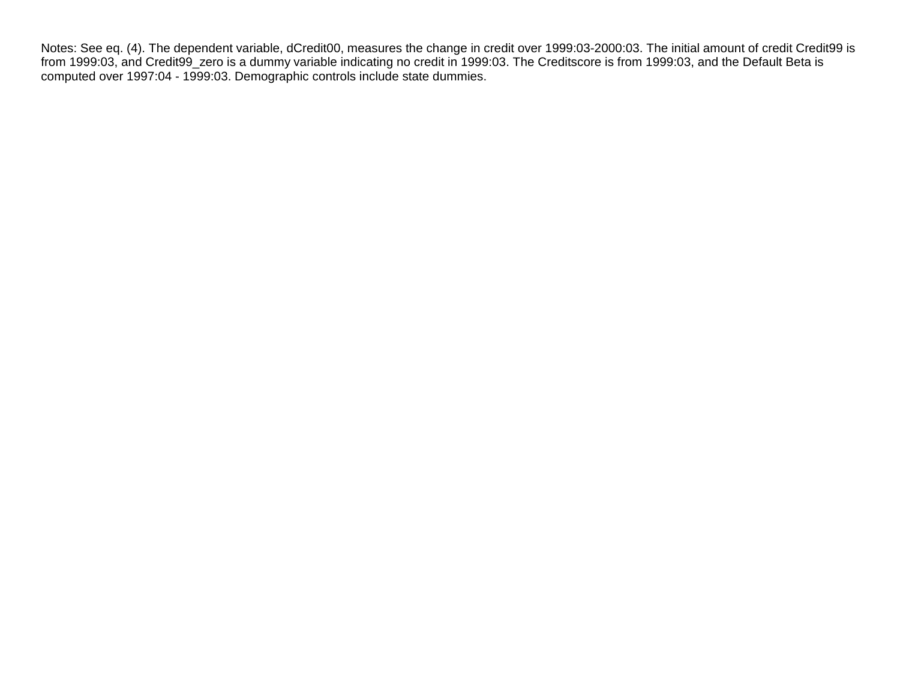Notes: See eq. (4). The dependent variable, dCredit00, measures the change in credit over 1999:03-2000:03. The initial amount of credit Credit99 is from 1999:03, and Credit99_zero is a dummy variable indicating no credit in 1999:03. The Creditscore is from 1999:03, and the Default Beta is computed over 1997:04 - 1999:03. Demographic controls include state dummies.